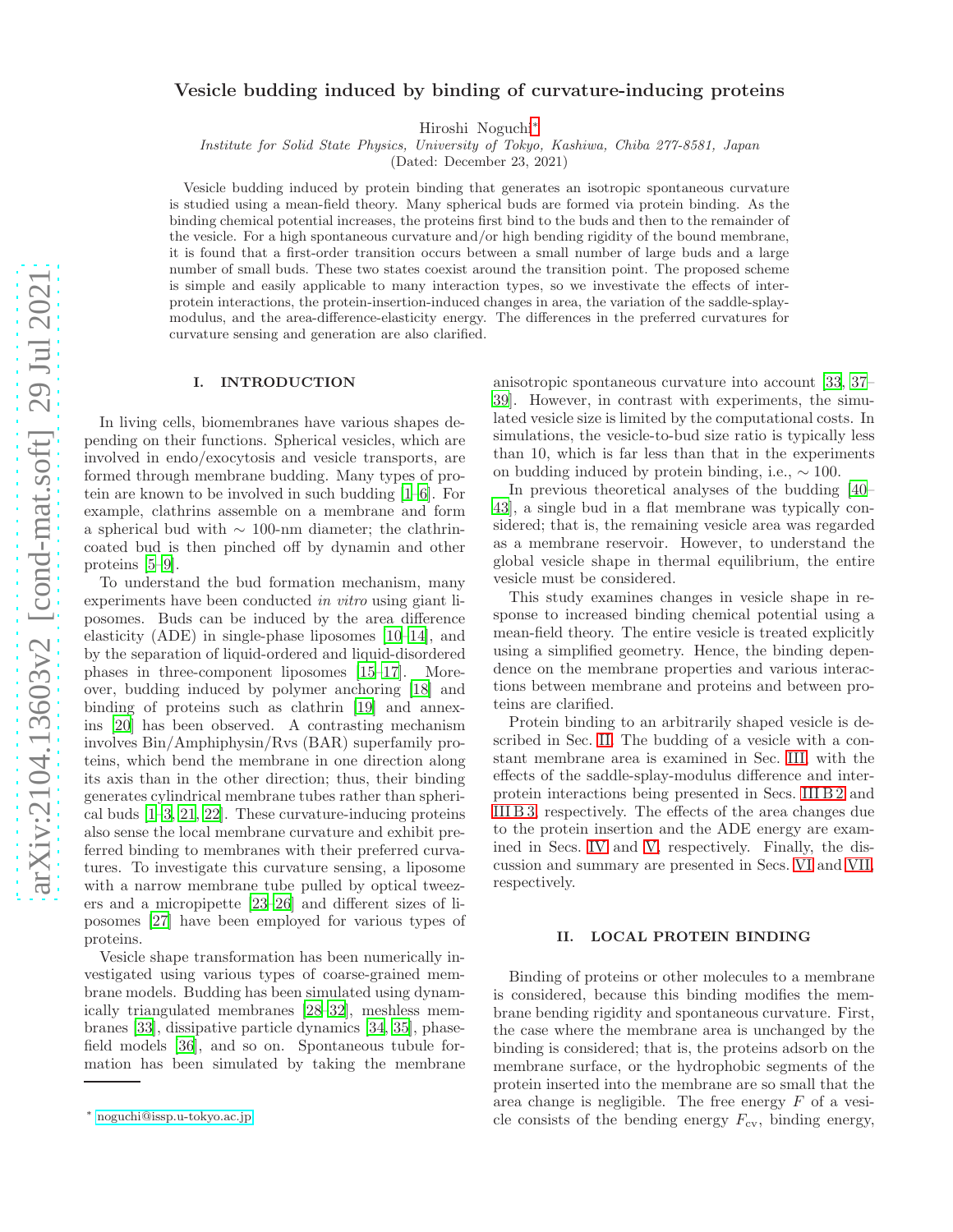# Vesicle budding induced by binding of curvature-inducing proteins

Hiroshi Noguchi*

*Institute for Solid State Physics, University of Tokyo, Kashiwa, Chiba 277-8581, Japan*

(Dated: December 23, 2021)

Vesicle budding induced by protein binding that generates an isotropic spontaneous curvature is studied using a mean-field theory. Many spherical buds are formed via protein binding. As the binding chemical potential increases, the proteins first bind to the buds and then to the remainder of the vesicle. For a high spontaneous curvature and/or high bending rigidity of the bound membrane, it is found that a first-order transition occurs between a small number of large buds and a large number of small buds. These two states coexist around the transition point. The proposed scheme is simple and easily applicable to many interaction types, so we investivate the effects of interprotein interactions, the protein-insertion-induced changes in area, the variation of the saddle-splay-modulus, and the area-difference-elasticity energy. The differences in the preferred curvatures for curvature sensing and generation are also clarified.

## I. INTRODUCTION

In living cells, biomembranes have various shapes depending on their functions. Spherical vesicles, which are involved in endo/exocytosis and vesicle transports, are formed through membrane budding. Many types of protein are known to be involved in such budding [1–6]. For example, clathrins assemble on a membrane and form a spherical bud with ∼ 100-nm diameter; the clathrin-coated bud is then pinched off by dynamin and other proteins [5–9].

To understand the bud formation mechanism, many experiments have been conducted *in vitro* using giant liposomes. Buds can be induced by the area difference elasticity (ADE) in single-phase liposomes [10–14], and by the separation of liquid-ordered and liquid-disordered phases in three-component liposomes [15–17]. Moreover, budding induced by polymer anchoring [18] and binding of proteins such as clathrin [19] and annexins [20] has been observed. A contrasting mechanism involves Bin/Amphiphysin/Rvs (BAR) superfamily proteins, which bend the membrane in one direction along its axis than in the other direction; thus, their binding generates cylindrical membrane tubes rather than spherical buds [1–3, 21, 22]. These curvature-inducing proteins also sense the local membrane curvature and exhibit preferred binding to membranes with their preferred curvatures. To investigate this curvature sensing, a liposome with a narrow membrane tube pulled by optical tweezers and a micropipette [23–26] and different sizes of liposomes [27] have been employed for various types of proteins.

Vesicle shape transformation has been numerically investigated using various types of coarse-grained membrane models. Budding has been simulated using dynamically triangulated membranes [28–32], meshless membranes [33], dissipative particle dynamics [34, 35], phase-field models [36], and so on. Spontaneous tubule formation has been simulated by taking the membrane anisotropic spontaneous curvature into account [33, 37–39]. However, in contrast with experiments, the simulated vesicle size is limited by the computational costs. In simulations, the vesicle-to-bud size ratio is typically less than 10, which is far less than that in the experiments on budding induced by protein binding, i.e., ∼ 100.

In previous theoretical analyses of the budding [40–43], a single bud in a flat membrane was typically considered; that is, the remaining vesicle area was regarded as a membrane reservoir. However, to understand the global vesicle shape in thermal equilibrium, the entire vesicle must be considered.

This study examines changes in vesicle shape in response to increased binding chemical potential using a mean-field theory. The entire vesicle is treated explicitly using a simplified geometry. Hence, the binding dependence on the membrane properties and various interactions between membrane and proteins and between proteins are clarified.

Protein binding to an arbitrarily shaped vesicle is described in Sec. II. The budding of a vesicle with a constant membrane area is examined in Sec. III, with the effects of the saddle-splay-modulus difference and interprotein interactions being presented in Secs. III B 2 and III B 3, respectively. The effects of the area changes due to the protein insertion and the ADE energy are examined in Secs. IV and V, respectively. Finally, the discussion and summary are presented in Secs. VI and VII, respectively.

## II. LOCAL PROTEIN BINDING

Binding of proteins or other molecules to a membrane is considered, because this binding modifies the membrane bending rigidity and spontaneous curvature. First, the case where the membrane area is unchanged by the binding is considered; that is, the proteins adsorb on the membrane surface, or the hydrophobic segments of the protein inserted into the membrane are so small that the area change is negligible. The free energy $F$ of a vesicle consists of the bending energy $F_{\rm cv}$, binding energy,

* noguchi@issp.u-tokyo.ac.jp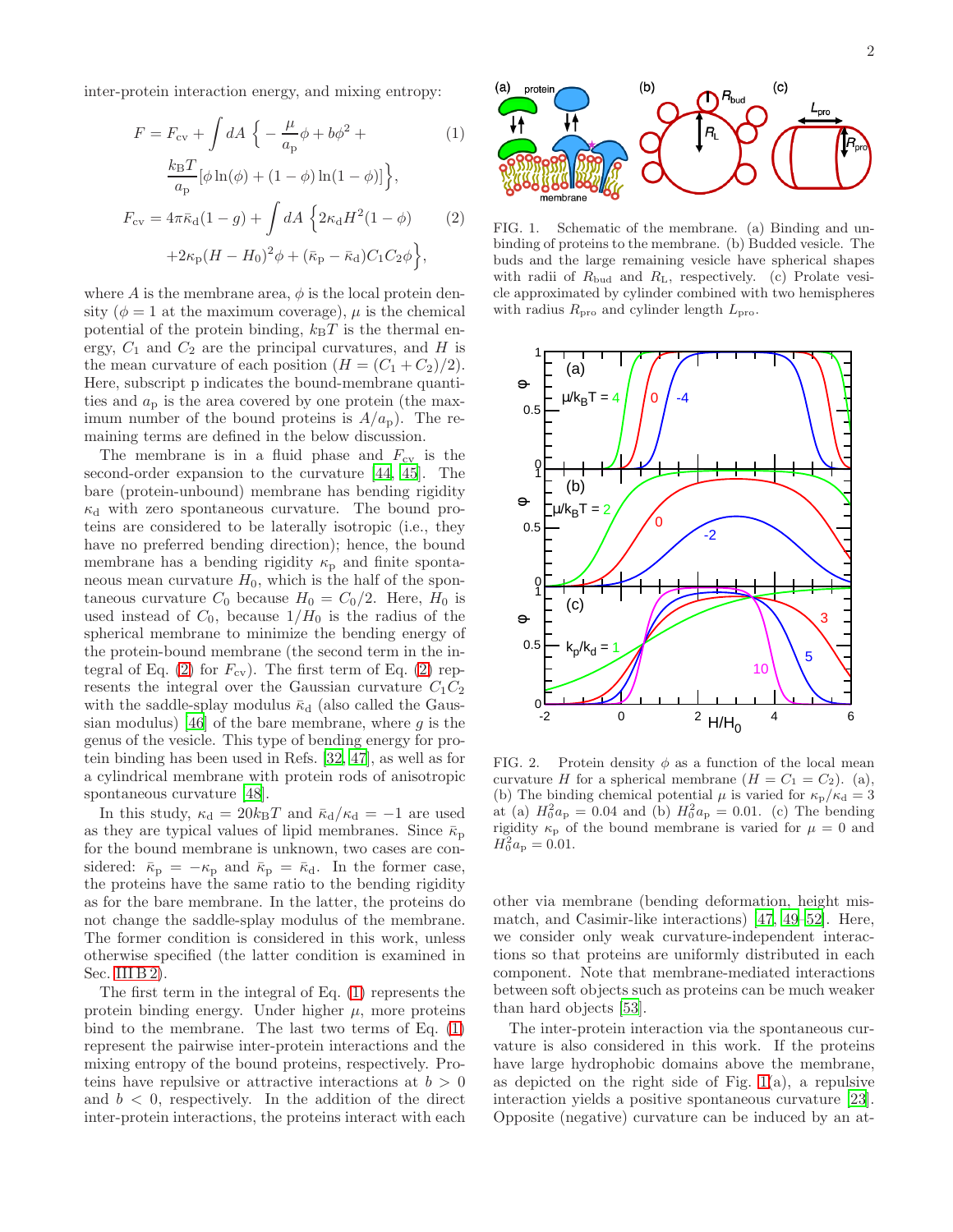inter-protein interaction energy, and mixing entropy:

$$F = F_{\rm cv} + \int dA \ \Big\{ -\frac{\mu}{a_{\rm p}}\phi + b\phi^2 + \frac{k_{\rm B}T}{a_{\rm p}}[\phi\ln(\phi) + (1-\phi)\ln(1-\phi)]\Big\}, \tag{1}$$

$$F_{\rm cv} = 4\pi\bar{\kappa}_{\rm d}(1-g) + \int dA \ \Big\{2\kappa_{\rm d}H^2(1-\phi) + 2\kappa_{\rm p}(H-H_0)^2\phi + (\bar{\kappa}_{\rm p} - \bar{\kappa}_{\rm d})C_1C_2\phi\Big\}, \tag{2}$$

where $A$ is the membrane area, $\phi$ is the local protein density ($\phi = 1$ at the maximum coverage), $\mu$ is the chemical potential of the protein binding, $k_{\rm B}T$ is the thermal energy, $C_1$ and $C_2$ are the principal curvatures, and $H$ is the mean curvature of each position ($H = (C_1 + C_2)/2$). Here, subscript p indicates the bound-membrane quantities and $a_{\rm p}$ is the area covered by one protein (the maximum number of the bound proteins is $A/a_{\rm p}$). The remaining terms are defined in the below discussion.

The membrane is in a fluid phase and $F_{\rm cv}$ is the second-order expansion to the curvature [44, 45]. The bare (protein-unbound) membrane has bending rigidity $\kappa_{\rm d}$ with zero spontaneous curvature. The bound proteins are considered to be laterally isotropic (i.e., they have no preferred bending direction); hence, the bound membrane has a bending rigidity $\kappa_{\rm p}$ and finite spontaneous mean curvature $H_0$, which is the half of the spontaneous curvature $C_0$ because $H_0 = C_0/2$. Here, $H_0$ is used instead of $C_0$, because $1/H_0$ is the radius of the spherical membrane to minimize the bending energy of the protein-bound membrane (the second term in the integral of Eq. (2) for $F_{\rm cv}$). The first term of Eq. (2) represents the integral over the Gaussian curvature $C_1C_2$ with the saddle-splay modulus $\bar{\kappa}_{\rm d}$ (also called the Gaussian modulus) [46] of the bare membrane, where $g$ is the genus of the vesicle. This type of bending energy for protein binding has been used in Refs. [32, 47], as well as for a cylindrical membrane with protein rods of anisotropic spontaneous curvature [48].

In this study, $\kappa_{\rm d} = 20k_{\rm B}T$ and $\bar{\kappa}_{\rm d}/\kappa_{\rm d} = -1$ are used as they are typical values of lipid membranes. Since $\bar{\kappa}_{\rm p}$ for the bound membrane is unknown, two cases are considered: $\bar{\kappa}_{\rm p} = -\kappa_{\rm p}$ and $\bar{\kappa}_{\rm p} = \bar{\kappa}_{\rm d}$. In the former case, the proteins have the same ratio to the bending rigidity as for the bare membrane. In the latter, the proteins do not change the saddle-splay modulus of the membrane. The former condition is considered in this work, unless otherwise specified (the latter condition is examined in Sec. III B 2).

The first term in the integral of Eq. (1) represents the protein binding energy. Under higher $\mu$, more proteins bind to the membrane. The last two terms of Eq. (1) represent the pairwise inter-protein interactions and the mixing entropy of the bound proteins, respectively. Proteins have repulsive or attractive interactions at $b > 0$ and $b < 0$, respectively. In the addition of the direct inter-protein interactions, the proteins interact with each other via membrane (bending deformation, height mismatch, and Casimir-like interactions) [47, 49–52]. Here, we consider only weak curvature-independent interactions so that proteins are uniformly distributed in each component. Note that membrane-mediated interactions between soft objects such as proteins can be much weaker than hard objects [53].

FIG. 1. Schematic of the membrane. (a) Binding and unbinding of proteins to the membrane. (b) Budded vesicle. The buds and the large remaining vesicle have spherical shapes with radii of $R_{\rm bud}$ and $R_{\rm L}$, respectively. (c) Prolate vesicle approximated by cylinder combined with two hemispheres with radius $R_{\rm pro}$ and cylinder length $L_{\rm pro}$.

FIG. 2. Protein density $\phi$ as a function of the local mean curvature $H$ for a spherical membrane ($H = C_1 = C_2$). (a), (b) The binding chemical potential $\mu$ is varied for $\kappa_{\rm p}/\kappa_{\rm d} = 3$ at (a) $H_0^2 a_{\rm p} = 0.04$ and (b) $H_0^2 a_{\rm p} = 0.01$. (c) The bending rigidity $\kappa_{\rm p}$ of the bound membrane is varied for $\mu = 0$ and $H_0^2 a_{\rm p} = 0.01$.

The inter-protein interaction via the spontaneous curvature is also considered in this work. If the proteins have large hydrophobic domains above the membrane, as depicted on the right side of Fig. 1(a), a repulsive interaction yields a positive spontaneous curvature [23]. Opposite (negative) curvature can be induced by an at-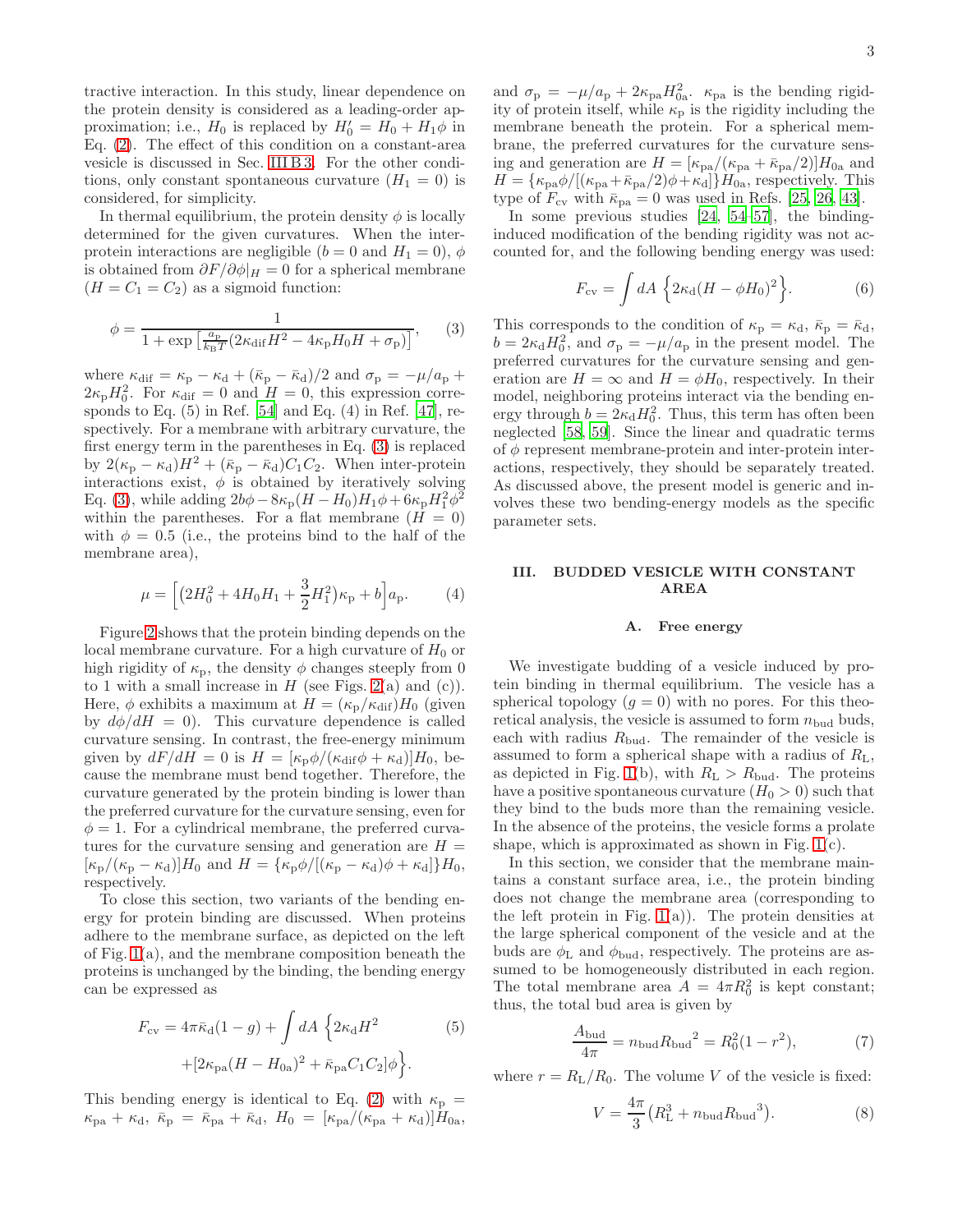tractive interaction. In this study, linear dependence on the protein density is considered as a leading-order approximation; i.e., $H_0$ is replaced by $H_0' = H_0 + H_1\phi$ in Eq. (2). The effect of this condition on a constant-area vesicle is discussed in Sec. III B 3. For the other conditions, only constant spontaneous curvature ($H_1 = 0$) is considered, for simplicity.

In thermal equilibrium, the protein density $\phi$ is locally determined for the given curvatures. When the inter-protein interactions are negligible ($b = 0$ and $H_1 = 0$), $\phi$ is obtained from $\partial F/\partial\phi|_H = 0$ for a spherical membrane ($H = C_1 = C_2$) as a sigmoid function:

$$\phi = \frac{1}{1 + \exp\left[\frac{a_{\rm p}}{k_{\rm B}T}(2\kappa_{\rm dif}H^2 - 4\kappa_{\rm p}H_0H + \sigma_{\rm p})\right]}, \qquad (3)$$

where $\kappa_{\rm dif} = \kappa_{\rm p} - \kappa_{\rm d} + (\bar{\kappa}_{\rm p} - \bar{\kappa}_{\rm d})/2$ and $\sigma_{\rm p} = -\mu/a_{\rm p} + 2\kappa_{\rm p}H_0^2$. For $\kappa_{\rm dif} = 0$ and $H = 0$, this expression corresponds to Eq. (5) in Ref. [54] and Eq. (4) in Ref. [47], respectively. For a membrane with arbitrary curvature, the first energy term in the parentheses in Eq. (3) is replaced by $2(\kappa_{\rm p} - \kappa_{\rm d})H^2 + (\bar{\kappa}_{\rm p} - \bar{\kappa}_{\rm d})C_1C_2$. When inter-protein interactions exist, $\phi$ is obtained by iteratively solving Eq. (3), while adding $2b\phi - 8\kappa_{\rm p}(H - H_0)H_1\phi + 6\kappa_{\rm p}H_1^2\phi^2$ within the parentheses. For a flat membrane ($H = 0$) with $\phi = 0.5$ (i.e., the proteins bind to the half of the membrane area),

$$\mu = \left[\left(2H_0^2 + 4H_0H_1 + \frac{3}{2}H_1^2\right)\kappa_{\rm p} + b\right]a_{\rm p}. \qquad (4)$$

Figure 2 shows that the protein binding depends on the local membrane curvature. For a high curvature of $H_0$ or high rigidity of $\kappa_{\rm p}$, the density $\phi$ changes steeply from 0 to 1 with a small increase in $H$ (see Figs. 2(a) and (c)). Here, $\phi$ exhibits a maximum at $H = (\kappa_{\rm p}/\kappa_{\rm dif})H_0$ (given by $d\phi/dH = 0$). This curvature dependence is called curvature sensing. In contrast, the free-energy minimum given by $dF/dH = 0$ is $H = [\kappa_{\rm p}\phi/(\kappa_{\rm dif}\phi + \kappa_{\rm d})]H_0$, because the membrane must bend together. Therefore, the curvature generated by the protein binding is lower than the preferred curvature for the curvature sensing, even for $\phi = 1$. For a cylindrical membrane, the preferred curvatures for the curvature sensing and generation are $H = [\kappa_{\rm p}/(\kappa_{\rm p} - \kappa_{\rm d})]H_0$ and $H = \{\kappa_{\rm p}\phi/[(\kappa_{\rm p} - \kappa_{\rm d})\phi + \kappa_{\rm d}]\}H_0$, respectively.

To close this section, two variants of the bending energy for protein binding are discussed. When proteins adhere to the membrane surface, as depicted on the left of Fig. 1(a), and the membrane composition beneath the proteins is unchanged by the binding, the bending energy can be expressed as

$$F_{\rm cv} = 4\pi\bar{\kappa}_{\rm d}(1-g) + \int dA\ \Big\{2\kappa_{\rm d}H^2 + [2\kappa_{\rm pa}(H - H_{0\rm a})^2 + \bar{\kappa}_{\rm pa}C_1C_2]\phi\Big\}. \qquad (5)$$

This bending energy is identical to Eq. (2) with $\kappa_{\rm p} = \kappa_{\rm pa} + \kappa_{\rm d}$, $\bar{\kappa}_{\rm p} = \bar{\kappa}_{\rm pa} + \bar{\kappa}_{\rm d}$, $H_0 = [\kappa_{\rm pa}/(\kappa_{\rm pa} + \kappa_{\rm d})]H_{0\rm a}$, and $\sigma_{\rm p} = -\mu/a_{\rm p} + 2\kappa_{\rm pa}H_{0\rm a}^2$. $\kappa_{\rm pa}$ is the bending rigidity of protein itself, while $\kappa_{\rm p}$ is the rigidity including the membrane beneath the protein. For a spherical membrane, the preferred curvatures for the curvature sensing and generation are $H = [\kappa_{\rm pa}/(\kappa_{\rm pa} + \bar{\kappa}_{\rm pa}/2)]H_{0\rm a}$ and $H = \{\kappa_{\rm pa}\phi/[(\kappa_{\rm pa} + \bar{\kappa}_{\rm pa}/2)\phi + \kappa_{\rm d}]\}H_{0\rm a}$, respectively. This type of $F_{\rm cv}$ with $\bar{\kappa}_{\rm pa} = 0$ was used in Refs. [25, 26, 43].

In some previous studies [24, 54–57], the binding-induced modification of the bending rigidity was not accounted for, and the following bending energy was used:

$$F_{\rm cv} = \int dA\ \Big\{2\kappa_{\rm d}(H - \phi H_0)^2\Big\}. \qquad (6)$$

This corresponds to the condition of $\kappa_{\rm p} = \kappa_{\rm d}$, $\bar{\kappa}_{\rm p} = \bar{\kappa}_{\rm d}$, $b = 2\kappa_{\rm d}H_0^2$, and $\sigma_{\rm p} = -\mu/a_{\rm p}$ in the present model. The preferred curvatures for the curvature sensing and generation are $H = \infty$ and $H = \phi H_0$, respectively. In their model, neighboring proteins interact via the bending energy through $b = 2\kappa_{\rm d}H_0^2$. Thus, this term has often been neglected [58, 59]. Since the linear and quadratic terms of $\phi$ represent membrane-protein and inter-protein interactions, respectively, they should be separately treated. As discussed above, the present model is generic and involves these two bending-energy models as the specific parameter sets.

## III. BUDDED VESICLE WITH CONSTANT AREA

### A. Free energy

We investigate budding of a vesicle induced by protein binding in thermal equilibrium. The vesicle has a spherical topology ($g = 0$) with no pores. For this theoretical analysis, the vesicle is assumed to form $n_{\rm bud}$ buds, each with radius $R_{\rm bud}$. The remainder of the vesicle is assumed to form a spherical shape with a radius of $R_{\rm L}$, as depicted in Fig. 1(b), with $R_{\rm L} > R_{\rm bud}$. The proteins have a positive spontaneous curvature ($H_0 > 0$) such that they bind to the buds more than the remaining vesicle. In the absence of the proteins, the vesicle forms a prolate shape, which is approximated as shown in Fig. 1(c).

In this section, we consider that the membrane maintains a constant surface area, i.e., the protein binding does not change the membrane area (corresponding to the left protein in Fig. 1(a)). The protein densities at the large spherical component of the vesicle and at the buds are $\phi_{\rm L}$ and $\phi_{\rm bud}$, respectively. The proteins are assumed to be homogeneously distributed in each region. The total membrane area $A = 4\pi R_0^2$ is kept constant; thus, the total bud area is given by

$$\frac{A_{\rm bud}}{4\pi} = n_{\rm bud}{R_{\rm bud}}^2 = R_0^2(1 - r^2), \qquad (7)$$

where $r = R_{\rm L}/R_0$. The volume $V$ of the vesicle is fixed:

$$V = \frac{4\pi}{3}\left(R_{\rm L}^3 + n_{\rm bud}{R_{\rm bud}}^3\right). \qquad (8)$$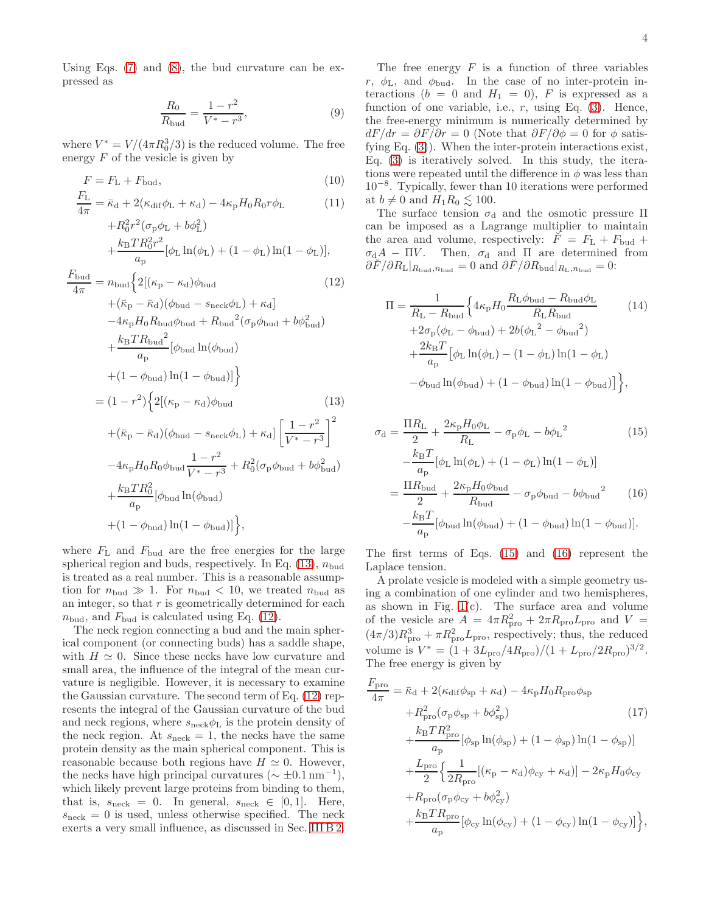Using Eqs. (7) and (8), the bud curvature can be expressed as

$$\frac{R_0}{R_{\rm bud}} = \frac{1-r^2}{V^* - r^3}, \tag{9}$$

where $V^* = V/(4\pi R_0^3/3)$ is the reduced volume. The free energy $F$ of the vesicle is given by

$$F = F_{\rm L} + F_{\rm bud}, \tag{10}$$

$$\begin{aligned}\frac{F_{\rm L}}{4\pi} &= \bar\kappa_{\rm d} + 2(\kappa_{\rm dif}\phi_{\rm L} + \kappa_{\rm d}) - 4\kappa_{\rm p}H_0R_0r\phi_{\rm L} \\ &\quad + R_0^2r^2(\sigma_{\rm p}\phi_{\rm L} + b\phi_{\rm L}^2) \\ &\quad + \frac{k_{\rm B}TR_0^2r^2}{a_{\rm p}}[\phi_{\rm L}\ln(\phi_{\rm L}) + (1-\phi_{\rm L})\ln(1-\phi_{\rm L})],\end{aligned} \tag{11}$$

$$\begin{aligned}\frac{F_{\rm bud}}{4\pi} &= n_{\rm bud}\Big\{2[(\kappa_{\rm p}-\kappa_{\rm d})\phi_{\rm bud} \\ &\quad + (\bar\kappa_{\rm p}-\bar\kappa_{\rm d})(\phi_{\rm bud} - s_{\rm neck}\phi_{\rm L}) + \kappa_{\rm d}] \\ &\quad - 4\kappa_{\rm p}H_0R_{\rm bud}\phi_{\rm bud} + {R_{\rm bud}}^2(\sigma_{\rm p}\phi_{\rm bud} + b\phi_{\rm bud}^2) \\ &\quad + \frac{k_{\rm B}T{R_{\rm bud}}^2}{a_{\rm p}}[\phi_{\rm bud}\ln(\phi_{\rm bud}) \\ &\quad + (1-\phi_{\rm bud})\ln(1-\phi_{\rm bud})]\Big\}\end{aligned} \tag{12}$$

$$\begin{aligned} &= (1-r^2)\Big\{2[(\kappa_{\rm p}-\kappa_{\rm d})\phi_{\rm bud} \\ &\quad + (\bar\kappa_{\rm p}-\bar\kappa_{\rm d})(\phi_{\rm bud} - s_{\rm neck}\phi_{\rm L}) + \kappa_{\rm d}]\left[\frac{1-r^2}{V^*-r^3}\right]^2 \\ &\quad - 4\kappa_{\rm p}H_0R_0\phi_{\rm bud}\frac{1-r^2}{V^*-r^3} + R_0^2(\sigma_{\rm p}\phi_{\rm bud} + b\phi_{\rm bud}^2) \\ &\quad + \frac{k_{\rm B}TR_0^2}{a_{\rm p}}[\phi_{\rm bud}\ln(\phi_{\rm bud}) \\ &\quad + (1-\phi_{\rm bud})\ln(1-\phi_{\rm bud})]\Big\},\end{aligned} \tag{13}$$

where $F_{\rm L}$ and $F_{\rm bud}$ are the free energies for the large spherical region and buds, respectively. In Eq. (13), $n_{\rm bud}$ is treated as a real number. This is a reasonable assumption for $n_{\rm bud} \gg 1$. For $n_{\rm bud} < 10$, we treated $n_{\rm bud}$ as an integer, so that $r$ is geometrically determined for each $n_{\rm bud}$, and $F_{\rm bud}$ is calculated using Eq. (12).

The neck region connecting a bud and the main spherical component (or connecting buds) has a saddle shape, with $H \simeq 0$. Since these necks have low curvature and small area, the influence of the integral of the mean curvature is negligible. However, it is necessary to examine the Gaussian curvature. The second term of Eq. (12) represents the integral of the Gaussian curvature of the bud and neck regions, where $s_{\rm neck}\phi_{\rm L}$ is the protein density of the neck region. At $s_{\rm neck} = 1$, the necks have the same protein density as the main spherical component. This is reasonable because both regions have $H \simeq 0$. However, the necks have high principal curvatures ($\sim \pm 0.1\,{\rm nm}^{-1}$), which likely prevent large proteins from binding to them, that is, $s_{\rm neck} = 0$. In general, $s_{\rm neck} \in [0, 1]$. Here, $s_{\rm neck} = 0$ is used, unless otherwise specified. The neck exerts a very small influence, as discussed in Sec. III B 2.

The free energy $F$ is a function of three variables $r$, $\phi_{\rm L}$, and $\phi_{\rm bud}$. In the case of no inter-protein interactions ($b = 0$ and $H_1 = 0$), $F$ is expressed as a function of one variable, i.e., $r$, using Eq. (3). Hence, the free-energy minimum is numerically determined by $dF/dr = \partial F/\partial r = 0$ (Note that $\partial F/\partial \phi = 0$ for $\phi$ satisfying Eq. (3)). When the inter-protein interactions exist, Eq. (3) is iteratively solved. In this study, the iterations were repeated until the difference in $\phi$ was less than $10^{-8}$. Typically, fewer than 10 iterations were performed at $b \neq 0$ and $H_1R_0 \lesssim 100$.

The surface tension $\sigma_{\rm d}$ and the osmotic pressure $\Pi$ can be imposed as a Lagrange multiplier to maintain the area and volume, respectively: $\breve{F} = F_{\rm L} + F_{\rm bud} + \sigma_{\rm d}A - \Pi V$. Then, $\sigma_{\rm d}$ and $\Pi$ are determined from $\partial \breve{F}/\partial R_{\rm L}|_{R_{\rm bud},n_{\rm bud}} = 0$ and $\partial \breve{F}/\partial R_{\rm bud}|_{R_{\rm L},n_{\rm bud}} = 0$:

$$\begin{aligned}\Pi &= \frac{1}{R_{\rm L} - R_{\rm bud}}\Big\{4\kappa_{\rm p}H_0\frac{R_{\rm L}\phi_{\rm bud} - R_{\rm bud}\phi_{\rm L}}{R_{\rm L}R_{\rm bud}} \\ &\quad + 2\sigma_{\rm p}(\phi_{\rm L} - \phi_{\rm bud}) + 2b({\phi_{\rm L}}^2 - {\phi_{\rm bud}}^2) \\ &\quad + \frac{2k_{\rm B}T}{a_{\rm p}}[\phi_{\rm L}\ln(\phi_{\rm L}) - (1-\phi_{\rm L})\ln(1-\phi_{\rm L}) \\ &\quad - \phi_{\rm bud}\ln(\phi_{\rm bud}) + (1-\phi_{\rm bud})\ln(1-\phi_{\rm bud})]\Big\},\end{aligned} \tag{14}$$

$$\begin{aligned}\sigma_{\rm d} &= \frac{\Pi R_{\rm L}}{2} + \frac{2\kappa_{\rm p}H_0\phi_{\rm L}}{R_{\rm L}} - \sigma_{\rm p}\phi_{\rm L} - b{\phi_{\rm L}}^2 \\ &\quad - \frac{k_{\rm B}T}{a_{\rm p}}[\phi_{\rm L}\ln(\phi_{\rm L}) + (1-\phi_{\rm L})\ln(1-\phi_{\rm L})]\end{aligned} \tag{15}$$

$$\begin{aligned} &= \frac{\Pi R_{\rm bud}}{2} + \frac{2\kappa_{\rm p}H_0\phi_{\rm bud}}{R_{\rm bud}} - \sigma_{\rm p}\phi_{\rm bud} - b{\phi_{\rm bud}}^2 \\ &\quad - \frac{k_{\rm B}T}{a_{\rm p}}[\phi_{\rm bud}\ln(\phi_{\rm bud}) + (1-\phi_{\rm bud})\ln(1-\phi_{\rm bud})].\end{aligned} \tag{16}$$

The first terms of Eqs. (15) and (16) represent the Laplace tension.

A prolate vesicle is modeled with a simple geometry using a combination of one cylinder and two hemispheres, as shown in Fig. 1(c). The surface area and volume of the vesicle are $A = 4\pi R_{\rm pro}^2 + 2\pi R_{\rm pro}L_{\rm pro}$ and $V = (4\pi/3)R_{\rm pro}^3 + \pi R_{\rm pro}^2 L_{\rm pro}$, respectively; thus, the reduced volume is $V^* = (1 + 3L_{\rm pro}/4R_{\rm pro})/(1 + L_{\rm pro}/2R_{\rm pro})^{3/2}$. The free energy is given by

$$\begin{aligned}\frac{F_{\rm pro}}{4\pi} &= \bar\kappa_{\rm d} + 2(\kappa_{\rm dif}\phi_{\rm sp} + \kappa_{\rm d}) - 4\kappa_{\rm p}H_0R_{\rm pro}\phi_{\rm sp} \\ &\quad + R_{\rm pro}^2(\sigma_{\rm p}\phi_{\rm sp} + b\phi_{\rm sp}^2) \\ &\quad + \frac{k_{\rm B}TR_{\rm pro}^2}{a_{\rm p}}[\phi_{\rm sp}\ln(\phi_{\rm sp}) + (1-\phi_{\rm sp})\ln(1-\phi_{\rm sp})] \\ &\quad + \frac{L_{\rm pro}}{2}\Big\{\frac{1}{2R_{\rm pro}}[(\kappa_{\rm p}-\kappa_{\rm d})\phi_{\rm cy} + \kappa_{\rm d}] - 2\kappa_{\rm p}H_0\phi_{\rm cy} \\ &\quad + R_{\rm pro}(\sigma_{\rm p}\phi_{\rm cy} + b\phi_{\rm cy}^2) \\ &\quad + \frac{k_{\rm B}TR_{\rm pro}}{a_{\rm p}}[\phi_{\rm cy}\ln(\phi_{\rm cy}) + (1-\phi_{\rm cy})\ln(1-\phi_{\rm cy})]\Big\},\end{aligned} \tag{17}$$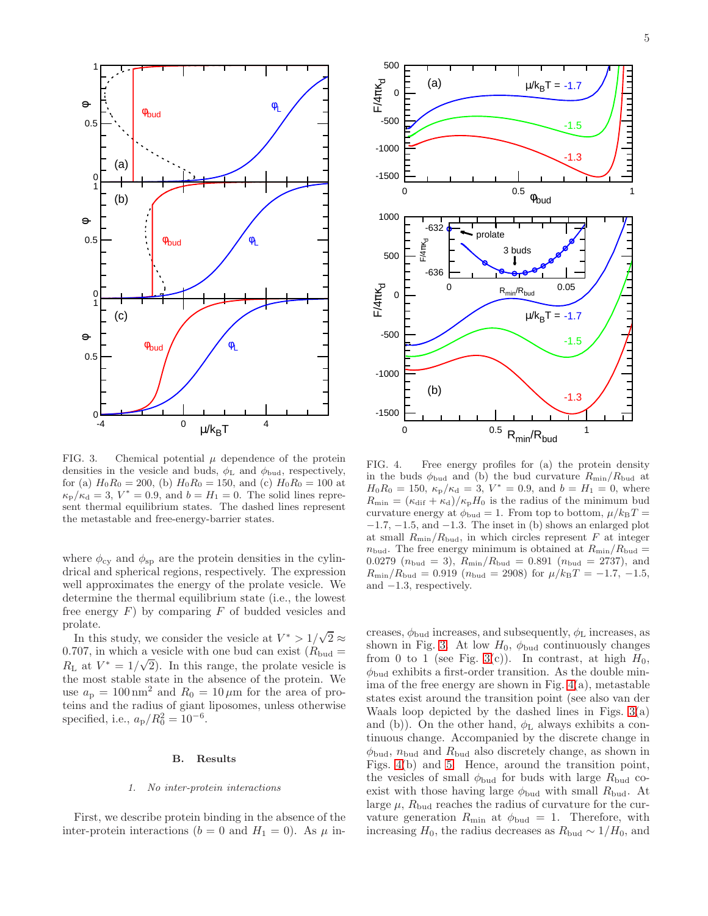FIG. 3. Chemical potential $\mu$ dependence of the protein densities in the vesicle and buds, $\phi_{\rm L}$ and $\phi_{\rm bud}$, respectively, for (a) $H_0R_0 = 200$, (b) $H_0R_0 = 150$, and (c) $H_0R_0 = 100$ at $\kappa_{\rm p}/\kappa_{\rm d} = 3$, $V^* = 0.9$, and $b = H_1 = 0$. The solid lines represent thermal equilibrium states. The dashed lines represent the metastable and free-energy-barrier states.

FIG. 4. Free energy profiles for (a) the protein density in the buds $\phi_{\rm bud}$ and (b) the bud curvature $R_{\rm min}/R_{\rm bud}$ at $H_0R_0 = 150$, $\kappa_{\rm p}/\kappa_{\rm d} = 3$, $V^* = 0.9$, and $b = H_1 = 0$, where $R_{\rm min} = (\kappa_{\rm dif} + \kappa_{\rm d})/\kappa_{\rm p}H_0$ is the radius of the minimum bud curvature energy at $\phi_{\rm bud} = 1$. From top to bottom, $\mu/k_{\rm B}T = -1.7$, $-1.5$, and $-1.3$. The inset in (b) shows an enlarged plot at small $R_{\rm min}/R_{\rm bud}$, in which circles represent $F$ at integer $n_{\rm bud}$. The free energy minimum is obtained at $R_{\rm min}/R_{\rm bud} = 0.0279$ ($n_{\rm bud} = 3$), $R_{\rm min}/R_{\rm bud} = 0.891$ ($n_{\rm bud} = 2737$), and $R_{\rm min}/R_{\rm bud} = 0.919$ ($n_{\rm bud} = 2908$) for $\mu/k_{\rm B}T = -1.7$, $-1.5$, and $-1.3$, respectively.

where $\phi_{\rm cy}$ and $\phi_{\rm sp}$ are the protein densities in the cylindrical and spherical regions, respectively. The expression well approximates the energy of the prolate vesicle. We determine the thermal equilibrium state (i.e., the lowest free energy $F$) by comparing $F$ of budded vesicles and prolate.

In this study, we consider the vesicle at $V^* > 1/\sqrt{2} \approx 0.707$, in which a vesicle with one bud can exist ($R_{\rm bud} = R_{\rm L}$ at $V^* = 1/\sqrt{2}$). In this range, the prolate vesicle is the most stable state in the absence of the protein. We use $a_{\rm p} = 100\,{\rm nm}^2$ and $R_0 = 10\,\mu$m for the area of proteins and the radius of giant liposomes, unless otherwise specified, i.e., $a_{\rm p}/R_0^2 = 10^{-6}$.

## B. Results

### *1. No inter-protein interactions*

First, we describe protein binding in the absence of the inter-protein interactions ($b = 0$ and $H_1 = 0$). As $\mu$ increases, $\phi_{\rm bud}$ increases, and subsequently, $\phi_{\rm L}$ increases, as shown in Fig. 3. At low $H_0$, $\phi_{\rm bud}$ continuously changes from 0 to 1 (see Fig. 3(c)). In contrast, at high $H_0$, $\phi_{\rm bud}$ exhibits a first-order transition. As the double minima of the free energy are shown in Fig. 4(a), metastable states exist around the transition point (see also van der Waals loop depicted by the dashed lines in Figs. 3(a) and (b)). On the other hand, $\phi_{\rm L}$ always exhibits a continuous change. Accompanied by the discrete change in $\phi_{\rm bud}$, $n_{\rm bud}$ and $R_{\rm bud}$ also discretely change, as shown in Figs. 4(b) and 5. Hence, around the transition point, the vesicles of small $\phi_{\rm bud}$ for buds with large $R_{\rm bud}$ coexist with those having large $\phi_{\rm bud}$ with small $R_{\rm bud}$. At large $\mu$, $R_{\rm bud}$ reaches the radius of curvature for the curvature generation $R_{\rm min}$ at $\phi_{\rm bud} = 1$. Therefore, with increasing $H_0$, the radius decreases as $R_{\rm bud} \sim 1/H_0$, and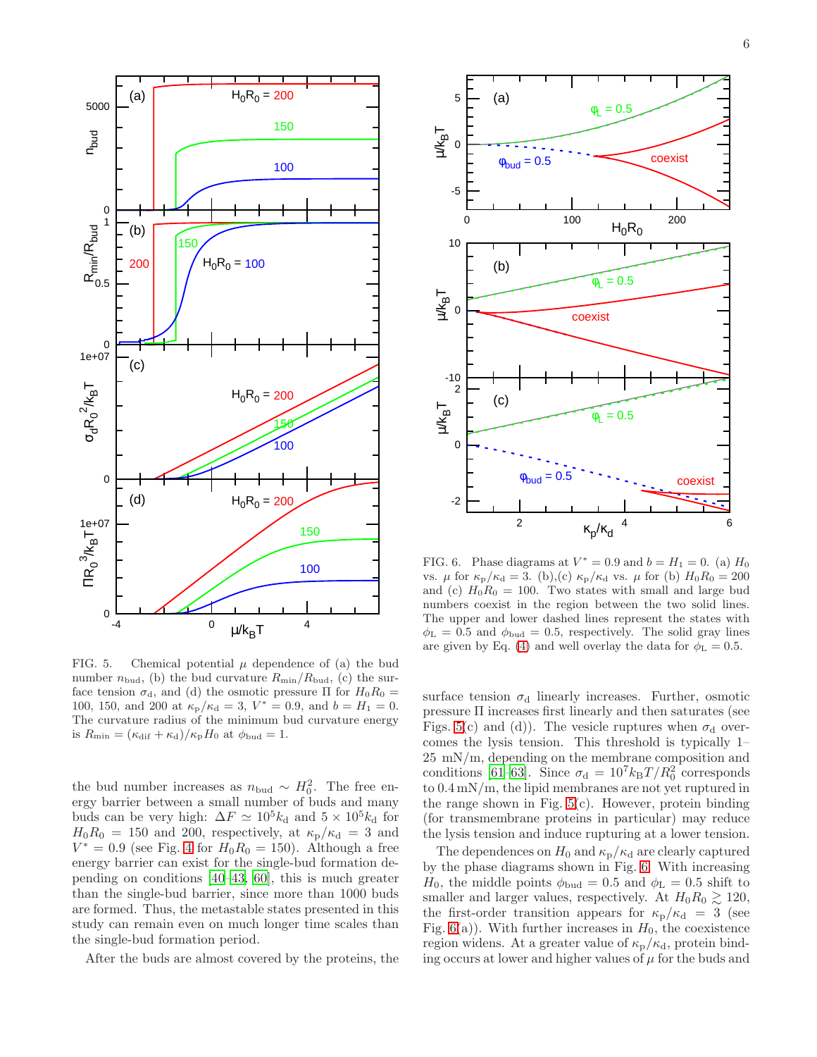FIG. 5. Chemical potential $\mu$ dependence of (a) the bud number $n_{\rm bud}$, (b) the bud curvature $R_{\rm min}/R_{\rm bud}$, (c) the surface tension $\sigma_{\rm d}$, and (d) the osmotic pressure $\Pi$ for $H_0R_0 = 100$, 150, and 200 at $\kappa_{\rm p}/\kappa_{\rm d} = 3$, $V^* = 0.9$, and $b = H_1 = 0$. The curvature radius of the minimum bud curvature energy is $R_{\rm min} = (\kappa_{\rm dif} + \kappa_{\rm d})/\kappa_{\rm p}H_0$ at $\phi_{\rm bud} = 1$.

FIG. 6. Phase diagrams at $V^* = 0.9$ and $b = H_1 = 0$. (a) $H_0$ vs. $\mu$ for $\kappa_{\rm p}/\kappa_{\rm d} = 3$. (b),(c) $\kappa_{\rm p}/\kappa_{\rm d}$ vs. $\mu$ for (b) $H_0R_0 = 200$ and (c) $H_0R_0 = 100$. Two states with small and large bud numbers coexist in the region between the two solid lines. The upper and lower dashed lines represent the states with $\phi_{\rm L} = 0.5$ and $\phi_{\rm bud} = 0.5$, respectively. The solid gray lines are given by Eq. (4) and well overlay the data for $\phi_{\rm L} = 0.5$.

the bud number increases as $n_{\rm bud} \sim H_0^2$. The free energy barrier between a small number of buds and many buds can be very high: $\Delta F \simeq 10^5 k_{\rm d}$ and $5 \times 10^5 k_{\rm d}$ for $H_0R_0 = 150$ and 200, respectively, at $\kappa_{\rm p}/\kappa_{\rm d} = 3$ and $V^* = 0.9$ (see Fig. 4 for $H_0R_0 = 150$). Although a free energy barrier can exist for the single-bud formation depending on conditions [40–43, 60], this is much greater than the single-bud barrier, since more than 1000 buds are formed. Thus, the metastable states presented in this study can remain even on much longer time scales than the single-bud formation period.

After the buds are almost covered by the proteins, the surface tension $\sigma_{\rm d}$ linearly increases. Further, osmotic pressure $\Pi$ increases first linearly and then saturates (see Figs. 5(c) and (d)). The vesicle ruptures when $\sigma_{\rm d}$ overcomes the lysis tension. This threshold is typically 1–25 mN/m, depending on the membrane composition and conditions [61–63]. Since $\sigma_{\rm d} = 10^7 k_{\rm B}T/R_0^2$ corresponds to 0.4 mN/m, the lipid membranes are not yet ruptured in the range shown in Fig. 5(c). However, protein binding (for transmembrane proteins in particular) may reduce the lysis tension and induce rupturing at a lower tension.

The dependences on $H_0$ and $\kappa_{\rm p}/\kappa_{\rm d}$ are clearly captured by the phase diagrams shown in Fig. 6. With increasing $H_0$, the middle points $\phi_{\rm bud} = 0.5$ and $\phi_{\rm L} = 0.5$ shift to smaller and larger values, respectively. At $H_0R_0 \gtrsim 120$, the first-order transition appears for $\kappa_{\rm p}/\kappa_{\rm d} = 3$ (see Fig. 6(a)). With further increases in $H_0$, the coexistence region widens. At a greater value of $\kappa_{\rm p}/\kappa_{\rm d}$, protein binding occurs at lower and higher values of $\mu$ for the buds and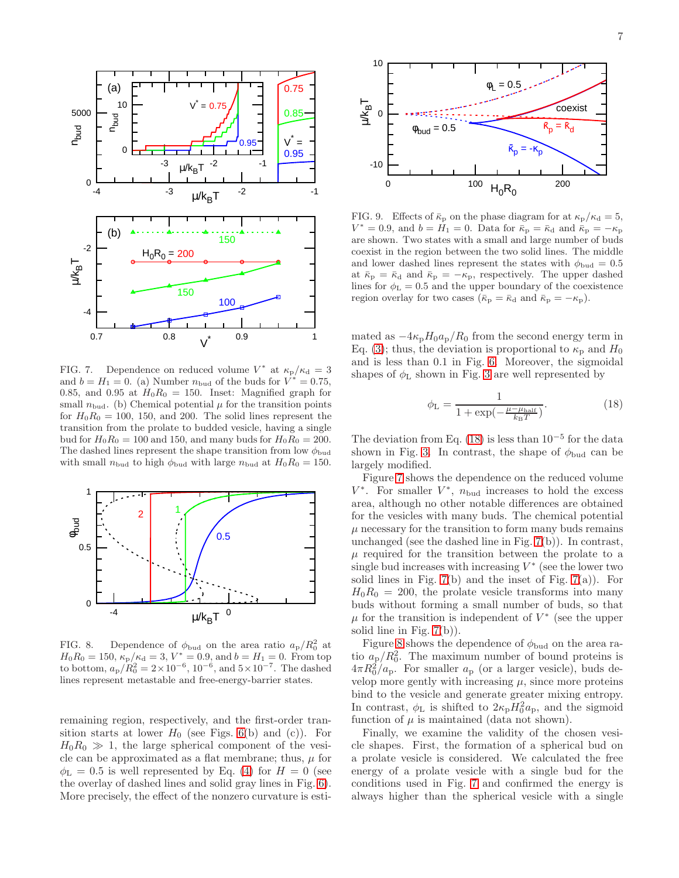FIG. 7. Dependence on reduced volume $V^*$ at $\kappa_{\rm p}/\kappa_{\rm d} = 3$ and $b = H_1 = 0$. (a) Number $n_{\rm bud}$ of the buds for $V^* = 0.75$, 0.85, and 0.95 at $H_0R_0 = 150$. Inset: Magnified graph for small $n_{\rm bud}$. (b) Chemical potential $\mu$ for the transition points for $H_0R_0 = 100$, 150, and 200. The solid lines represent the transition from the prolate to budded vesicle, having a single bud for $H_0R_0 = 100$ and 150, and many buds for $H_0R_0 = 200$. The dashed lines represent the shape transition from low $\phi_{\rm bud}$ with small $n_{\rm bud}$ to high $\phi_{\rm bud}$ with large $n_{\rm bud}$ at $H_0R_0 = 150$.

FIG. 8. Dependence of $\phi_{\rm bud}$ on the area ratio $a_{\rm p}/R_0^2$ at $H_0R_0 = 150$, $\kappa_{\rm p}/\kappa_{\rm d} = 3$, $V^* = 0.9$, and $b = H_1 = 0$. From top to bottom, $a_{\rm p}/R_0^2 = 2\times10^{-6}$, $10^{-6}$, and $5\times10^{-7}$. The dashed lines represent metastable and free-energy-barrier states.

remaining region, respectively, and the first-order transition starts at lower $H_0$ (see Figs. 6(b) and (c)). For $H_0R_0 \gg 1$, the large spherical component of the vesicle can be approximated as a flat membrane; thus, $\mu$ for $\phi_{\rm L} = 0.5$ is well represented by Eq. (4) for $H = 0$ (see the overlay of dashed lines and solid gray lines in Fig. 6). More precisely, the effect of the nonzero curvature is estimated as $-4\kappa_{\rm p}H_0a_{\rm p}/R_0$ from the second energy term in Eq. (3); thus, the deviation is proportional to $\kappa_{\rm p}$ and $H_0$ and is less than 0.1 in Fig. 6. Moreover, the sigmoidal shapes of $\phi_{\rm L}$ shown in Fig. 3 are well represented by

$$\phi_{\rm L} = \frac{1}{1+\exp(-\frac{\mu-\mu_{\rm half}}{k_{\rm B}T})}. \tag{18}$$

The deviation from Eq. (18) is less than $10^{-5}$ for the data shown in Fig. 3. In contrast, the shape of $\phi_{\rm bud}$ can be largely modified.

FIG. 9. Effects of $\bar{\kappa}_{\rm p}$ on the phase diagram for at $\kappa_{\rm p}/\kappa_{\rm d} = 5$, $V^* = 0.9$, and $b = H_1 = 0$. Data for $\bar{\kappa}_{\rm p} = \bar{\kappa}_{\rm d}$ and $\bar{\kappa}_{\rm p} = -\kappa_{\rm p}$ are shown. Two states with a small and large number of buds coexist in the region between the two solid lines. The middle and lower dashed lines represent the states with $\phi_{\rm bud} = 0.5$ at $\bar{\kappa}_{\rm p} = \bar{\kappa}_{\rm d}$ and $\bar{\kappa}_{\rm p} = -\kappa_{\rm p}$, respectively. The upper dashed lines for $\phi_{\rm L} = 0.5$ and the upper boundary of the coexistence region overlay for two cases ($\bar{\kappa}_{\rm p} = \bar{\kappa}_{\rm d}$ and $\bar{\kappa}_{\rm p} = -\kappa_{\rm p}$).

Figure 7 shows the dependence on the reduced volume $V^*$. For smaller $V^*$, $n_{\rm bud}$ increases to hold the excess area, although no other notable differences are obtained for the vesicles with many buds. The chemical potential $\mu$ necessary for the transition to form many buds remains unchanged (see the dashed line in Fig. 7(b)). In contrast, $\mu$ required for the transition between the prolate to a single bud increases with increasing $V^*$ (see the lower two solid lines in Fig. 7(b) and the inset of Fig. 7(a)). For $H_0R_0 = 200$, the prolate vesicle transforms into many buds without forming a small number of buds, so that $\mu$ for the transition is independent of $V^*$ (see the upper solid line in Fig. 7(b)).

Figure 8 shows the dependence of $\phi_{\rm bud}$ on the area ratio $a_{\rm p}/R_0^2$. The maximum number of bound proteins is $4\pi R_0^2/a_{\rm p}$. For smaller $a_{\rm p}$ (or a larger vesicle), buds develop more gently with increasing $\mu$, since more proteins bind to the vesicle and generate greater mixing entropy. In contrast, $\phi_{\rm L}$ is shifted to $2\kappa_{\rm p}H_0^2a_{\rm p}$, and the sigmoid function of $\mu$ is maintained (data not shown).

Finally, we examine the validity of the chosen vesicle shapes. First, the formation of a spherical bud on a prolate vesicle is considered. We calculated the free energy of a prolate vesicle with a single bud for the conditions used in Fig. 7 and confirmed the energy is always higher than the spherical vesicle with a single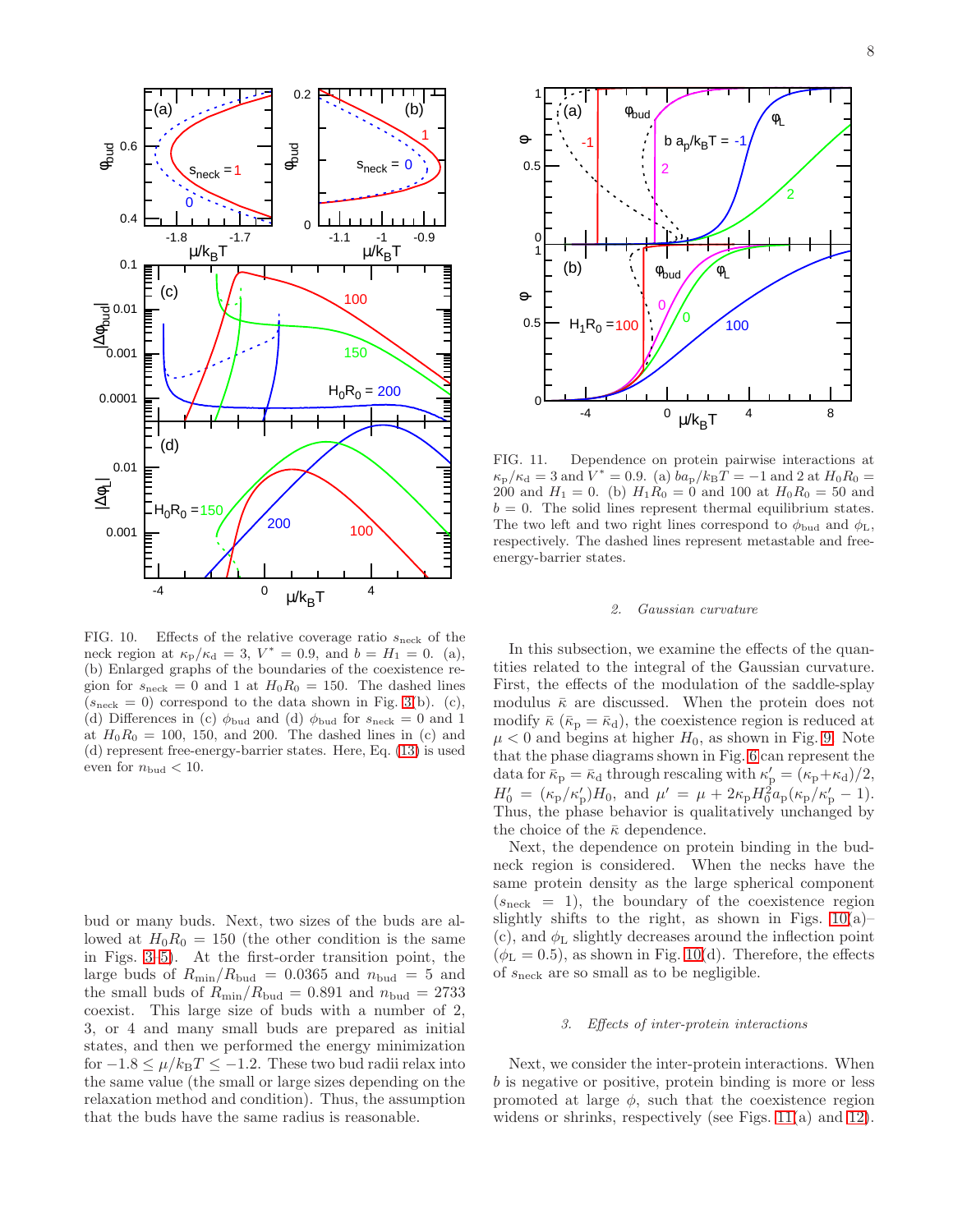FIG. 10. Effects of the relative coverage ratio $s_{\rm neck}$ of the neck region at $\kappa_{\rm p}/\kappa_{\rm d} = 3$, $V^* = 0.9$, and $b = H_1 = 0$. (a), (b) Enlarged graphs of the boundaries of the coexistence region for $s_{\rm neck} = 0$ and 1 at $H_0R_0 = 150$. The dashed lines ($s_{\rm neck} = 0$) correspond to the data shown in Fig. 3(b). (c), (d) Differences in (c) $\phi_{\rm bud}$ and (d) $\phi_{\rm bud}$ for $s_{\rm neck} = 0$ and 1 at $H_0R_0 = 100$, 150, and 200. The dashed lines in (c) and (d) represent free-energy-barrier states. Here, Eq. (13) is used even for $n_{\rm bud} < 10$.

bud or many buds. Next, two sizes of the buds are allowed at $H_0R_0 = 150$ (the other condition is the same in Figs. 3–5). At the first-order transition point, the large buds of $R_{\rm min}/R_{\rm bud} = 0.0365$ and $n_{\rm bud} = 5$ and the small buds of $R_{\rm min}/R_{\rm bud} = 0.891$ and $n_{\rm bud} = 2733$ coexist. This large size of buds with a number of 2, 3, or 4 and many small buds are prepared as initial states, and then we performed the energy minimization for $-1.8 \le \mu/k_{\rm B}T \le -1.2$. These two bud radii relax into the same value (the small or large sizes depending on the relaxation method and condition). Thus, the assumption that the buds have the same radius is reasonable.

FIG. 11. Dependence on protein pairwise interactions at $\kappa_{\rm p}/\kappa_{\rm d} = 3$ and $V^* = 0.9$. (a) $ba_{\rm p}/k_{\rm B}T = -1$ and 2 at $H_0R_0 = 200$ and $H_1 = 0$. (b) $H_1R_0 = 0$ and 100 at $H_0R_0 = 50$ and $b = 0$. The solid lines represent thermal equilibrium states. The two left and two right lines correspond to $\phi_{\rm bud}$ and $\phi_{\rm L}$, respectively. The dashed lines represent metastable and free-energy-barrier states.

### 2. Gaussian curvature

In this subsection, we examine the effects of the quantities related to the integral of the Gaussian curvature. First, the effects of the modulation of the saddle-splay modulus $\bar\kappa$ are discussed. When the protein does not modify $\bar\kappa$ ($\bar\kappa_{\rm p} = \bar\kappa_{\rm d}$), the coexistence region is reduced at $\mu < 0$ and begins at higher $H_0$, as shown in Fig. 9. Note that the phase diagrams shown in Fig. 6 can represent the data for $\bar\kappa_{\rm p} = \bar\kappa_{\rm d}$ through rescaling with $\kappa_{\rm p}' = (\kappa_{\rm p}+\kappa_{\rm d})/2$, $H_0' = (\kappa_{\rm p}/\kappa_{\rm p}')H_0$, and $\mu' = \mu + 2\kappa_{\rm p}H_0^2a_{\rm p}(\kappa_{\rm p}/\kappa_{\rm p}' - 1)$. Thus, the phase behavior is qualitatively unchanged by the choice of the $\bar\kappa$ dependence.

Next, the dependence on protein binding in the bud-neck region is considered. When the necks have the same protein density as the large spherical component ($s_{\rm neck} = 1$), the boundary of the coexistence region slightly shifts to the right, as shown in Figs. 10(a)–(c), and $\phi_{\rm L}$ slightly decreases around the inflection point ($\phi_{\rm L} = 0.5$), as shown in Fig. 10(d). Therefore, the effects of $s_{\rm neck}$ are so small as to be negligible.

### 3. Effects of inter-protein interactions

Next, we consider the inter-protein interactions. When $b$ is negative or positive, protein binding is more or less promoted at large $\phi$, such that the coexistence region widens or shrinks, respectively (see Figs. 11(a) and 12).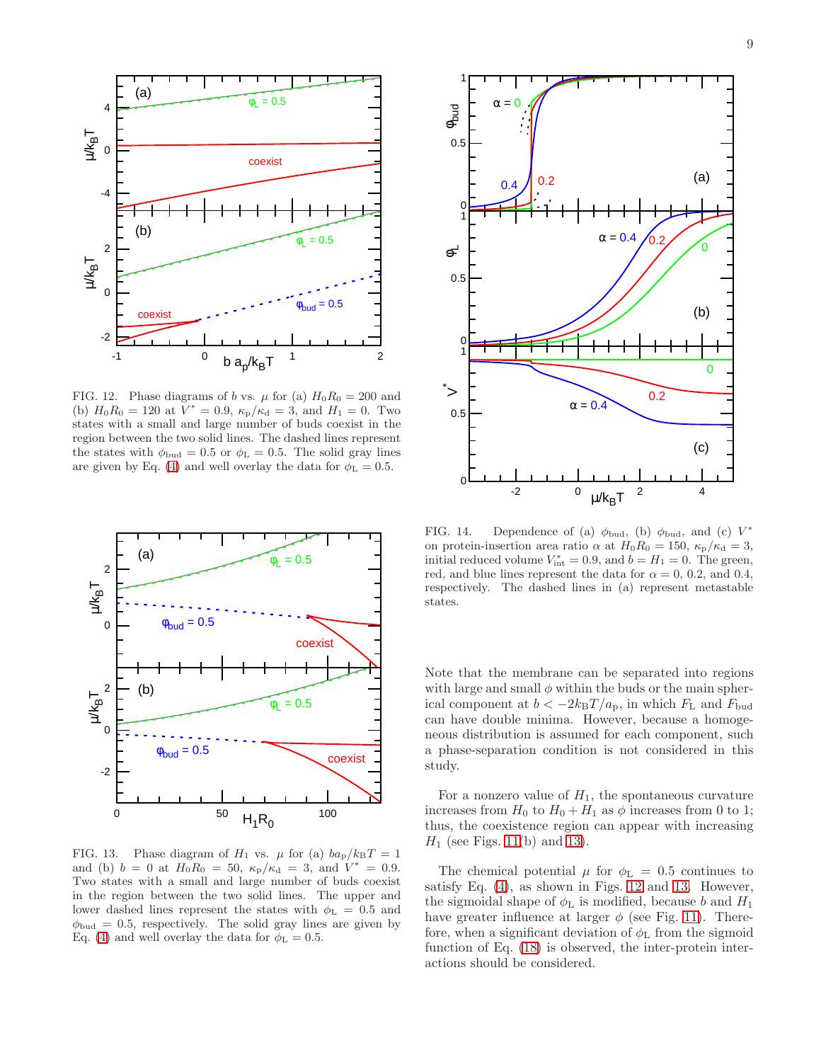FIG. 12. Phase diagrams of $b$ vs. $\mu$ for (a) $H_0R_0 = 200$ and (b) $H_0R_0 = 120$ at $V^* = 0.9$, $\kappa_p/\kappa_d = 3$, and $H_1 = 0$. Two states with a small and large number of buds coexist in the region between the two solid lines. The dashed lines represent the states with $\phi_{bud} = 0.5$ or $\phi_L = 0.5$. The solid gray lines are given by Eq. (4) and well overlay the data for $\phi_L = 0.5$.

FIG. 13. Phase diagram of $H_1$ vs. $\mu$ for (a) $ba_p/k_BT = 1$ and (b) $b = 0$ at $H_0R_0 = 50$, $\kappa_p/\kappa_d = 3$, and $V^* = 0.9$. Two states with a small and large number of buds coexist in the region between the two solid lines. The upper and lower dashed lines represent the states with $\phi_L = 0.5$ and $\phi_{bud} = 0.5$, respectively. The solid gray lines are given by Eq. (4) and well overlay the data for $\phi_L = 0.5$.

FIG. 14. Dependence of (a) $\phi_{bud}$, (b) $\phi_{bud}$, and (c) $V^*$ on protein-insertion area ratio $\alpha$ at $H_0R_0 = 150$, $\kappa_p/\kappa_d = 3$, initial reduced volume $V^*_{int} = 0.9$, and $b = H_1 = 0$. The green, red, and blue lines represent the data for $\alpha = 0$, 0.2, and 0.4, respectively. The dashed lines in (a) represent metastable states.

Note that the membrane can be separated into regions with large and small $\phi$ within the buds or the main spherical component at $b < -2k_BT/a_p$, in which $F_L$ and $F_{bud}$ can have double minima. However, because a homogeneous distribution is assumed for each component, such a phase-separation condition is not considered in this study.

For a nonzero value of $H_1$, the spontaneous curvature increases from $H_0$ to $H_0 + H_1$ as $\phi$ increases from 0 to 1; thus, the coexistence region can appear with increasing $H_1$ (see Figs. 11(b) and 13).

The chemical potential $\mu$ for $\phi_L = 0.5$ continues to satisfy Eq. (4), as shown in Figs. 12 and 13. However, the sigmoidal shape of $\phi_L$ is modified, because $b$ and $H_1$ have greater influence at larger $\phi$ (see Fig. 11). Therefore, when a significant deviation of $\phi_L$ from the sigmoid function of Eq. (18) is observed, the inter-protein interactions should be considered.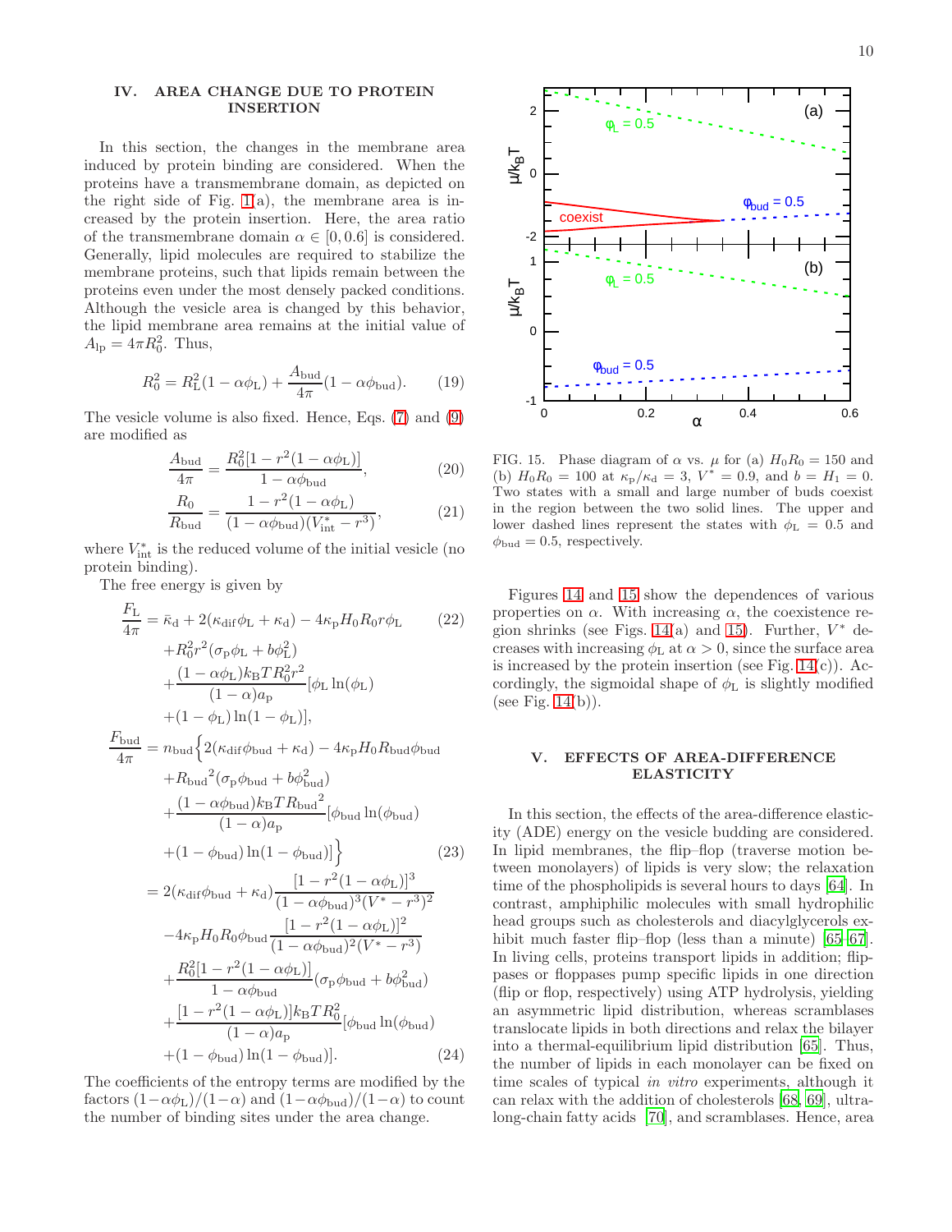## IV. AREA CHANGE DUE TO PROTEIN INSERTION

In this section, the changes in the membrane area induced by protein binding are considered. When the proteins have a transmembrane domain, as depicted on the right side of Fig. 1(a), the membrane area is increased by the protein insertion. Here, the area ratio of the transmembrane domain $\alpha \in [0, 0.6]$ is considered. Generally, lipid molecules are required to stabilize the membrane proteins, such that lipids remain between the proteins even under the most densely packed conditions. Although the vesicle area is changed by this behavior, the lipid membrane area remains at the initial value of $A_{\rm lp} = 4\pi R_0^2$. Thus,

$$R_0^2 = R_{\rm L}^2(1-\alpha\phi_{\rm L}) + \frac{A_{\rm bud}}{4\pi}(1-\alpha\phi_{\rm bud}). \qquad (19)$$

The vesicle volume is also fixed. Hence, Eqs. (7) and (9) are modified as

$$\frac{A_{\rm bud}}{4\pi} = \frac{R_0^2[1-r^2(1-\alpha\phi_{\rm L})]}{1-\alpha\phi_{\rm bud}}, \qquad (20)$$

$$\frac{R_0}{R_{\rm bud}} = \frac{1-r^2(1-\alpha\phi_{\rm L})}{(1-\alpha\phi_{\rm bud})(V_{\rm int}^*-r^3)}, \qquad (21)$$

where $V_{\rm int}^*$ is the reduced volume of the initial vesicle (no protein binding).

The free energy is given by

$$\begin{aligned}
\frac{F_{\rm L}}{4\pi} &= \bar{\kappa}_{\rm d} + 2(\kappa_{\rm dif}\phi_{\rm L} + \kappa_{\rm d}) - 4\kappa_{\rm p}H_0R_0r\phi_{\rm L} \qquad (22)\\
&\quad + R_0^2r^2(\sigma_{\rm p}\phi_{\rm L} + b\phi_{\rm L}^2)\\
&\quad + \frac{(1-\alpha\phi_{\rm L})k_{\rm B}TR_0^2r^2}{(1-\alpha)a_{\rm p}}[\phi_{\rm L}\ln(\phi_{\rm L})\\
&\quad + (1-\phi_{\rm L})\ln(1-\phi_{\rm L})],
\end{aligned}$$

$$\begin{aligned}
\frac{F_{\rm bud}}{4\pi} &= n_{\rm bud}\Big\{2(\kappa_{\rm dif}\phi_{\rm bud} + \kappa_{\rm d}) - 4\kappa_{\rm p}H_0R_{\rm bud}\phi_{\rm bud}\\
&\quad + {R_{\rm bud}}^2(\sigma_{\rm p}\phi_{\rm bud} + b\phi_{\rm bud}^2)\\
&\quad + \frac{(1-\alpha\phi_{\rm bud})k_{\rm B}T{R_{\rm bud}}^2}{(1-\alpha)a_{\rm p}}[\phi_{\rm bud}\ln(\phi_{\rm bud})\\
&\quad + (1-\phi_{\rm bud})\ln(1-\phi_{\rm bud})]\Big\} \qquad (23)\\
&= 2(\kappa_{\rm dif}\phi_{\rm bud} + \kappa_{\rm d})\frac{[1-r^2(1-\alpha\phi_{\rm L})]^3}{(1-\alpha\phi_{\rm bud})^3(V^*-r^3)^2}\\
&\quad - 4\kappa_{\rm p}H_0R_0\phi_{\rm bud}\frac{[1-r^2(1-\alpha\phi_{\rm L})]^2}{(1-\alpha\phi_{\rm bud})^2(V^*-r^3)}\\
&\quad + \frac{R_0^2[1-r^2(1-\alpha\phi_{\rm L})]}{1-\alpha\phi_{\rm bud}}(\sigma_{\rm p}\phi_{\rm bud} + b\phi_{\rm bud}^2)\\
&\quad + \frac{[1-r^2(1-\alpha\phi_{\rm L})]k_{\rm B}TR_0^2}{(1-\alpha)a_{\rm p}}[\phi_{\rm bud}\ln(\phi_{\rm bud})\\
&\quad + (1-\phi_{\rm bud})\ln(1-\phi_{\rm bud})]. \qquad (24)
\end{aligned}$$

The coefficients of the entropy terms are modified by the factors $(1-\alpha\phi_{\rm L})/(1-\alpha)$ and $(1-\alpha\phi_{\rm bud})/(1-\alpha)$ to count the number of binding sites under the area change.

FIG. 15. Phase diagram of $\alpha$ vs. $\mu$ for (a) $H_0R_0 = 150$ and (b) $H_0R_0 = 100$ at $\kappa_{\rm p}/\kappa_{\rm d} = 3$, $V^* = 0.9$, and $b = H_1 = 0$. Two states with a small and large number of buds coexist in the region between the two solid lines. The upper and lower dashed lines represent the states with $\phi_{\rm L} = 0.5$ and $\phi_{\rm bud} = 0.5$, respectively.

Figures 14 and 15 show the dependences of various properties on $\alpha$. With increasing $\alpha$, the coexistence region shrinks (see Figs. 14(a) and 15). Further, $V^*$ decreases with increasing $\phi_{\rm L}$ at $\alpha > 0$, since the surface area is increased by the protein insertion (see Fig. 14(c)). Accordingly, the sigmoidal shape of $\phi_{\rm L}$ is slightly modified (see Fig. 14(b)).

## V. EFFECTS OF AREA-DIFFERENCE ELASTICITY

In this section, the effects of the area-difference elasticity (ADE) energy on the vesicle budding are considered. In lipid membranes, the flip–flop (traverse motion between monolayers) of lipids is very slow; the relaxation time of the phospholipids is several hours to days [64]. In contrast, amphiphilic molecules with small hydrophilic head groups such as cholesterols and diacylglycerols exhibit much faster flip–flop (less than a minute) [65–67]. In living cells, proteins transport lipids in addition; flippases or floppases pump specific lipids in one direction (flip or flop, respectively) using ATP hydrolysis, yielding an asymmetric lipid distribution, whereas scramblases translocate lipids in both directions and relax the bilayer into a thermal-equilibrium lipid distribution [65]. Thus, the number of lipids in each monolayer can be fixed on time scales of typical *in vitro* experiments, although it can relax with the addition of cholesterols [68, 69], ultra-long-chain fatty acids [70], and scramblases. Hence, area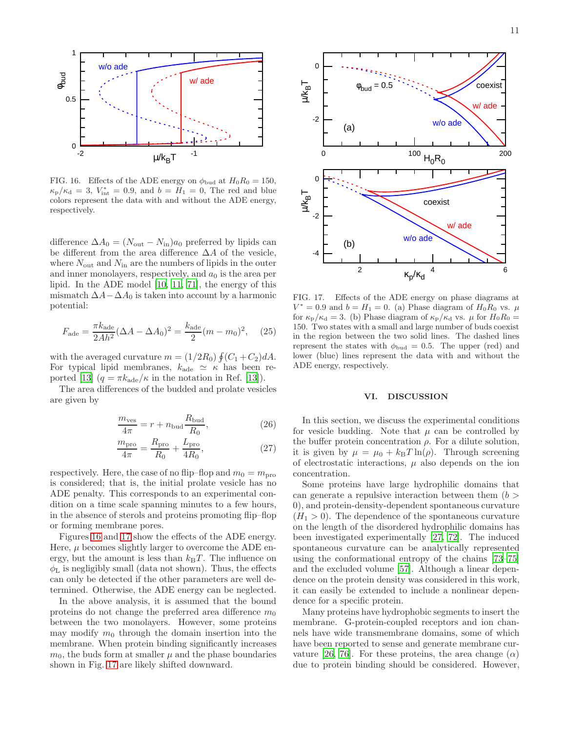FIG. 16. Effects of the ADE energy on $\phi_{\rm bud}$ at $H_0R_0 = 150$, $\kappa_{\rm p}/\kappa_{\rm d} = 3$, $V^*_{\rm int} = 0.9$, and $b = H_1 = 0$, The red and blue colors represent the data with and without the ADE energy, respectively.

difference $\Delta A_0 = (N_{\rm out} - N_{\rm in})a_0$ preferred by lipids can be different from the area difference $\Delta A$ of the vesicle, where $N_{\rm out}$ and $N_{\rm in}$ are the numbers of lipids in the outer and inner monolayers, respectively, and $a_0$ is the area per lipid. In the ADE model [10, 11, 71], the energy of this mismatch $\Delta A - \Delta A_0$ is taken into account by a harmonic potential:

$$F_{\rm ade} = \frac{\pi k_{\rm ade}}{2Ah^2}(\Delta A - \Delta A_0)^2 = \frac{k_{\rm ade}}{2}(m - m_0)^2, \quad (25)$$

with the averaged curvature $m = (1/2R_0)\oint (C_1 + C_2)dA$. For typical lipid membranes, $k_{\rm ade} \simeq \kappa$ has been reported [13] ($q = \pi k_{\rm ade}/\kappa$ in the notation in Ref. [13]).

The area differences of the budded and prolate vesicles are given by

$$\frac{m_{\rm ves}}{4\pi} = r + n_{\rm bud}\frac{R_{\rm bud}}{R_0}, \quad (26)$$

$$\frac{m_{\rm pro}}{4\pi} = \frac{R_{\rm pro}}{R_0} + \frac{L_{\rm pro}}{4R_0}, \quad (27)$$

respectively. Here, the case of no flip–flop and $m_0 = m_{\rm pro}$ is considered; that is, the initial prolate vesicle has no ADE penalty. This corresponds to an experimental condition on a time scale spanning minutes to a few hours, in the absence of sterols and proteins promoting flip–flop or forming membrane pores.

Figures 16 and 17 show the effects of the ADE energy. Here, $\mu$ becomes slightly larger to overcome the ADE energy, but the amount is less than $k_{\rm B}T$. The influence on $\phi_{\rm L}$ is negligibly small (data not shown). Thus, the effects can only be detected if the other parameters are well determined. Otherwise, the ADE energy can be neglected.

In the above analysis, it is assumed that the bound proteins do not change the preferred area difference $m_0$ between the two monolayers. However, some proteins may modify $m_0$ through the domain insertion into the membrane. When protein binding significantly increases $m_0$, the buds form at smaller $\mu$ and the phase boundaries shown in Fig. 17 are likely shifted downward.

FIG. 17. Effects of the ADE energy on phase diagrams at $V^* = 0.9$ and $b = H_1 = 0$. (a) Phase diagram of $H_0R_0$ vs. $\mu$ for $\kappa_{\rm p}/\kappa_{\rm d} = 3$. (b) Phase diagram of $\kappa_{\rm p}/\kappa_{\rm d}$ vs. $\mu$ for $H_0R_0 = 150$. Two states with a small and large number of buds coexist in the region between the two solid lines. The dashed lines represent the states with $\phi_{\rm bud} = 0.5$. The upper (red) and lower (blue) lines represent the data with and without the ADE energy, respectively.

## VI. DISCUSSION

In this section, we discuss the experimental conditions for vesicle budding. Note that $\mu$ can be controlled by the buffer protein concentration $\rho$. For a dilute solution, it is given by $\mu = \mu_0 + k_{\rm B}T\ln(\rho)$. Through screening of electrostatic interactions, $\mu$ also depends on the ion concentration.

Some proteins have large hydrophilic domains that can generate a repulsive interaction between them ($b > 0$), and protein-density-dependent spontaneous curvature ($H_1 > 0$). The dependence of the spontaneous curvature on the length of the disordered hydrophilic domains has been investigated experimentally [27, 72]. The induced spontaneous curvature can be analytically represented using the conformational entropy of the chains [73–75] and the excluded volume [57]. Although a linear dependence on the protein density was considered in this work, it can easily be extended to include a nonlinear dependence for a specific protein.

Many proteins have hydrophobic segments to insert the membrane. G-protein-coupled receptors and ion channels have wide transmembrane domains, some of which have been reported to sense and generate membrane curvature [26, 76]. For these proteins, the area change ($\alpha$) due to protein binding should be considered. However,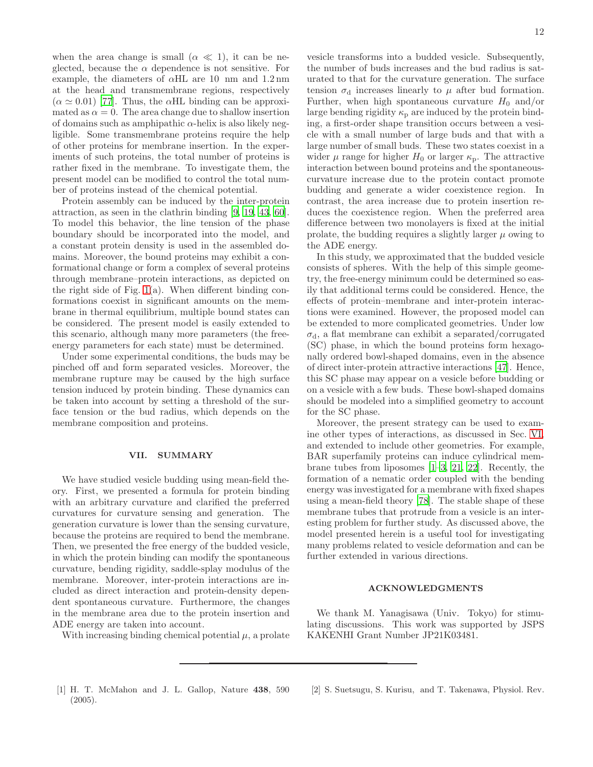when the area change is small ($\alpha \ll 1$), it can be neglected, because the $\alpha$ dependence is not sensitive. For example, the diameters of $\alpha$HL are 10 nm and 1.2 nm at the head and transmembrane regions, respectively ($\alpha \simeq 0.01$) [77]. Thus, the $\alpha$HL binding can be approximated as $\alpha = 0$. The area change due to shallow insertion of domains such as amphipathic $\alpha$-helix is also likely negligible. Some transmembrane proteins require the help of other proteins for membrane insertion. In the experiments of such proteins, the total number of proteins is rather fixed in the membrane. To investigate them, the present model can be modified to control the total number of proteins instead of the chemical potential.

Protein assembly can be induced by the inter-protein attraction, as seen in the clathrin binding [9, 19, 43, 60]. To model this behavior, the line tension of the phase boundary should be incorporated into the model, and a constant protein density is used in the assembled domains. Moreover, the bound proteins may exhibit a conformational change or form a complex of several proteins through membrane–protein interactions, as depicted on the right side of Fig. 1(a). When different binding conformations coexist in significant amounts on the membrane in thermal equilibrium, multiple bound states can be considered. The present model is easily extended to this scenario, although many more parameters (the free-energy parameters for each state) must be determined.

Under some experimental conditions, the buds may be pinched off and form separated vesicles. Moreover, the membrane rupture may be caused by the high surface tension induced by protein binding. These dynamics can be taken into account by setting a threshold of the surface tension or the bud radius, which depends on the membrane composition and proteins.

## VII. SUMMARY

We have studied vesicle budding using mean-field theory. First, we presented a formula for protein binding with an arbitrary curvature and clarified the preferred curvatures for curvature sensing and generation. The generation curvature is lower than the sensing curvature, because the proteins are required to bend the membrane. Then, we presented the free energy of the budded vesicle, in which the protein binding can modify the spontaneous curvature, bending rigidity, saddle-splay modulus of the membrane. Moreover, inter-protein interactions are included as direct interaction and protein-density dependent spontaneous curvature. Furthermore, the changes in the membrane area due to the protein insertion and ADE energy are taken into account.

With increasing binding chemical potential $\mu$, a prolate vesicle transforms into a budded vesicle. Subsequently, the number of buds increases and the bud radius is saturated to that for the curvature generation. The surface tension $\sigma_{\rm d}$ increases linearly to $\mu$ after bud formation. Further, when high spontaneous curvature $H_0$ and/or large bending rigidity $\kappa_{\rm p}$ are induced by the protein binding, a first-order shape transition occurs between a vesicle with a small number of large buds and that with a large number of small buds. These two states coexist in a wider $\mu$ range for higher $H_0$ or larger $\kappa_{\rm p}$. The attractive interaction between bound proteins and the spontaneous-curvature increase due to the protein contact promote budding and generate a wider coexistence region. In contrast, the area increase due to protein insertion reduces the coexistence region. When the preferred area difference between two monolayers is fixed at the initial prolate, the budding requires a slightly larger $\mu$ owing to the ADE energy.

In this study, we approximated that the budded vesicle consists of spheres. With the help of this simple geometry, the free-energy minimum could be determined so easily that additional terms could be considered. Hence, the effects of protein–membrane and inter-protein interactions were examined. However, the proposed model can be extended to more complicated geometries. Under low $\sigma_{\rm d}$, a flat membrane can exhibit a separated/corrugated (SC) phase, in which the bound proteins form hexagonally ordered bowl-shaped domains, even in the absence of direct inter-protein attractive interactions [47]. Hence, this SC phase may appear on a vesicle before budding or on a vesicle with a few buds. These bowl-shaped domains should be modeled into a simplified geometry to account for the SC phase.

Moreover, the present strategy can be used to examine other types of interactions, as discussed in Sec. VI, and extended to include other geometries. For example, BAR superfamily proteins can induce cylindrical membrane tubes from liposomes [1–3, 21, 22]. Recently, the formation of a nematic order coupled with the bending energy was investigated for a membrane with fixed shapes using a mean-field theory [78]. The stable shape of these membrane tubes that protrude from a vesicle is an interesting problem for further study. As discussed above, the model presented herein is a useful tool for investigating many problems related to vesicle deformation and can be further extended in various directions.

## ACKNOWLEDGMENTS

We thank M. Yanagisawa (Univ. Tokyo) for stimulating discussions. This work was supported by JSPS KAKENHI Grant Number JP21K03481.

---

[1] H. T. McMahon and J. L. Gallop, Nature **438**, 590 (2005).

[2] S. Suetsugu, S. Kurisu, and T. Takenawa, Physiol. Rev.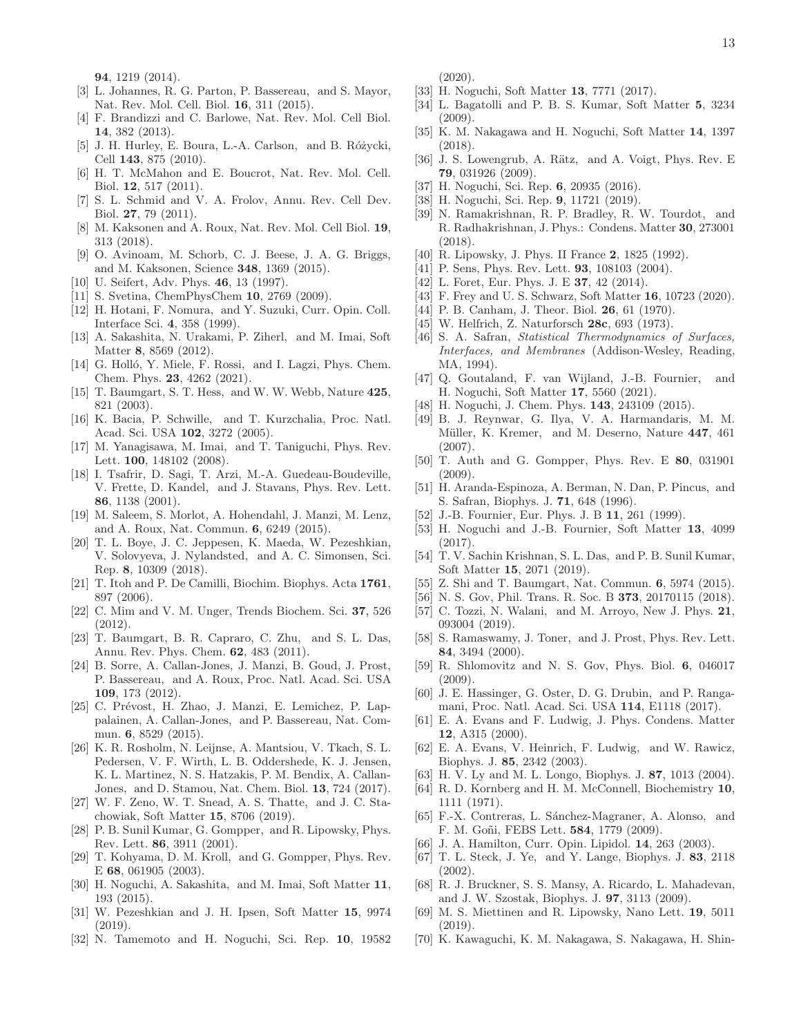**94**, 1219 (2014).

[3] L. Johannes, R. G. Parton, P. Bassereau, and S. Mayor, Nat. Rev. Mol. Cell. Biol. **16**, 311 (2015).

[4] F. Brandizzi and C. Barlowe, Nat. Rev. Mol. Cell Biol. **14**, 382 (2013).

[5] J. H. Hurley, E. Boura, L.-A. Carlson, and B. Różycki, Cell **143**, 875 (2010).

[6] H. T. McMahon and E. Boucrot, Nat. Rev. Mol. Cell. Biol. **12**, 517 (2011).

[7] S. L. Schmid and V. A. Frolov, Annu. Rev. Cell Dev. Biol. **27**, 79 (2011).

[8] M. Kaksonen and A. Roux, Nat. Rev. Mol. Cell Biol. **19**, 313 (2018).

[9] O. Avinoam, M. Schorb, C. J. Beese, J. A. G. Briggs, and M. Kaksonen, Science **348**, 1369 (2015).

[10] U. Seifert, Adv. Phys. **46**, 13 (1997).

[11] S. Svetina, ChemPhysChem **10**, 2769 (2009).

[12] H. Hotani, F. Nomura, and Y. Suzuki, Curr. Opin. Coll. Interface Sci. **4**, 358 (1999).

[13] A. Sakashita, N. Urakami, P. Ziherl, and M. Imai, Soft Matter **8**, 8569 (2012).

[14] G. Holló, Y. Miele, F. Rossi, and I. Lagzi, Phys. Chem. Chem. Phys. **23**, 4262 (2021).

[15] T. Baumgart, S. T. Hess, and W. W. Webb, Nature **425**, 821 (2003).

[16] K. Bacia, P. Schwille, and T. Kurzchalia, Proc. Natl. Acad. Sci. USA **102**, 3272 (2005).

[17] M. Yanagisawa, M. Imai, and T. Taniguchi, Phys. Rev. Lett. **100**, 148102 (2008).

[18] I. Tsafrir, D. Sagi, T. Arzi, M.-A. Guedeau-Boudeville, V. Frette, D. Kandel, and J. Stavans, Phys. Rev. Lett. **86**, 1138 (2001).

[19] M. Saleem, S. Morlot, A. Hohendahl, J. Manzi, M. Lenz, and A. Roux, Nat. Commun. **6**, 6249 (2015).

[20] T. L. Boye, J. C. Jeppesen, K. Maeda, W. Pezeshkian, V. Solovyeva, J. Nylandsted, and A. C. Simonsen, Sci. Rep. **8**, 10309 (2018).

[21] T. Itoh and P. De Camilli, Biochim. Biophys. Acta **1761**, 897 (2006).

[22] C. Mim and V. M. Unger, Trends Biochem. Sci. **37**, 526 (2012).

[23] T. Baumgart, B. R. Capraro, C. Zhu, and S. L. Das, Annu. Rev. Phys. Chem. **62**, 483 (2011).

[24] B. Sorre, A. Callan-Jones, J. Manzi, B. Goud, J. Prost, P. Bassereau, and A. Roux, Proc. Natl. Acad. Sci. USA **109**, 173 (2012).

[25] C. Prévost, H. Zhao, J. Manzi, E. Lemichez, P. Lappalainen, A. Callan-Jones, and P. Bassereau, Nat. Commun. **6**, 8529 (2015).

[26] K. R. Rosholm, N. Leijnse, A. Mantsiou, V. Tkach, S. L. Pedersen, V. F. Wirth, L. B. Oddershede, K. J. Jensen, K. L. Martinez, N. S. Hatzakis, P. M. Bendix, A. Callan-Jones, and D. Stamou, Nat. Chem. Biol. **13**, 724 (2017).

[27] W. F. Zeno, W. T. Snead, A. S. Thatte, and J. C. Stachowiak, Soft Matter **15**, 8706 (2019).

[28] P. B. Sunil Kumar, G. Gompper, and R. Lipowsky, Phys. Rev. Lett. **86**, 3911 (2001).

[29] T. Kohyama, D. M. Kroll, and G. Gompper, Phys. Rev. E **68**, 061905 (2003).

[30] H. Noguchi, A. Sakashita, and M. Imai, Soft Matter **11**, 193 (2015).

[31] W. Pezeshkian and J. H. Ipsen, Soft Matter **15**, 9974 (2019).

[32] N. Tamemoto and H. Noguchi, Sci. Rep. **10**, 19582 (2020).

[33] H. Noguchi, Soft Matter **13**, 7771 (2017).

[34] L. Bagatolli and P. B. S. Kumar, Soft Matter **5**, 3234 (2009).

[35] K. M. Nakagawa and H. Noguchi, Soft Matter **14**, 1397 (2018).

[36] J. S. Lowengrub, A. Rätz, and A. Voigt, Phys. Rev. E **79**, 031926 (2009).

[37] H. Noguchi, Sci. Rep. **6**, 20935 (2016).

[38] H. Noguchi, Sci. Rep. **9**, 11721 (2019).

[39] N. Ramakrishnan, R. P. Bradley, R. W. Tourdot, and R. Radhakrishnan, J. Phys.: Condens. Matter **30**, 273001 (2018).

[40] R. Lipowsky, J. Phys. II France **2**, 1825 (1992).

[41] P. Sens, Phys. Rev. Lett. **93**, 108103 (2004).

[42] L. Foret, Eur. Phys. J. E **37**, 42 (2014).

[43] F. Frey and U. S. Schwarz, Soft Matter **16**, 10723 (2020).

[44] P. B. Canham, J. Theor. Biol. **26**, 61 (1970).

[45] W. Helfrich, Z. Naturforsch **28c**, 693 (1973).

[46] S. A. Safran, *Statistical Thermodynamics of Surfaces, Interfaces, and Membranes* (Addison-Wesley, Reading, MA, 1994).

[47] Q. Goutaland, F. van Wijland, J.-B. Fournier, and H. Noguchi, Soft Matter **17**, 5560 (2021).

[48] H. Noguchi, J. Chem. Phys. **143**, 243109 (2015).

[49] B. J. Reynwar, G. Ilya, V. A. Harmandaris, M. M. Müller, K. Kremer, and M. Deserno, Nature **447**, 461 (2007).

[50] T. Auth and G. Gompper, Phys. Rev. E **80**, 031901 (2009).

[51] H. Aranda-Espinoza, A. Berman, N. Dan, P. Pincus, and S. Safran, Biophys. J. **71**, 648 (1996).

[52] J.-B. Fournier, Eur. Phys. J. B **11**, 261 (1999).

[53] H. Noguchi and J.-B. Fournier, Soft Matter **13**, 4099 (2017).

[54] T. V. Sachin Krishnan, S. L. Das, and P. B. Sunil Kumar, Soft Matter **15**, 2071 (2019).

[55] Z. Shi and T. Baumgart, Nat. Commun. **6**, 5974 (2015).

[56] N. S. Gov, Phil. Trans. R. Soc. B **373**, 20170115 (2018).

[57] C. Tozzi, N. Walani, and M. Arroyo, New J. Phys. **21**, 093004 (2019).

[58] S. Ramaswamy, J. Toner, and J. Prost, Phys. Rev. Lett. **84**, 3494 (2000).

[59] R. Shlomovitz and N. S. Gov, Phys. Biol. **6**, 046017 (2009).

[60] J. E. Hassinger, G. Oster, D. G. Drubin, and P. Rangamani, Proc. Natl. Acad. Sci. USA **114**, E1118 (2017).

[61] E. A. Evans and F. Ludwig, J. Phys. Condens. Matter **12**, A315 (2000).

[62] E. A. Evans, V. Heinrich, F. Ludwig, and W. Rawicz, Biophys. J. **85**, 2342 (2003).

[63] H. V. Ly and M. L. Longo, Biophys. J. **87**, 1013 (2004).

[64] R. D. Kornberg and H. M. McConnell, Biochemistry **10**, 1111 (1971).

[65] F.-X. Contreras, L. Sánchez-Magraner, A. Alonso, and F. M. Goñi, FEBS Lett. **584**, 1779 (2009).

[66] J. A. Hamilton, Curr. Opin. Lipidol. **14**, 263 (2003).

[67] T. L. Steck, J. Ye, and Y. Lange, Biophys. J. **83**, 2118 (2002).

[68] R. J. Bruckner, S. S. Mansy, A. Ricardo, L. Mahadevan, and J. W. Szostak, Biophys. J. **97**, 3113 (2009).

[69] M. S. Miettinen and R. Lipowsky, Nano Lett. **19**, 5011 (2019).

[70] K. Kawaguchi, K. M. Nakagawa, S. Nakagawa, H. Shin-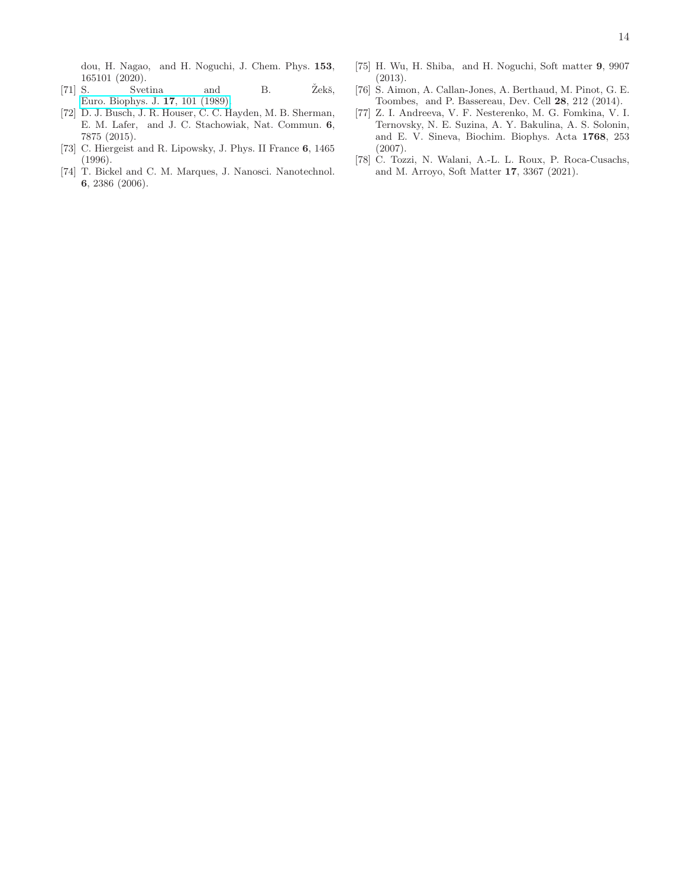dou, H. Nagao, and H. Noguchi, J. Chem. Phys. **153**, 165101 (2020).

[71] S. Svetina and B. Žekš, Euro. Biophys. J. **17**, 101 (1989).

[72] D. J. Busch, J. R. Houser, C. C. Hayden, M. B. Sherman, E. M. Lafer, and J. C. Stachowiak, Nat. Commun. **6**, 7875 (2015).

[73] C. Hiergeist and R. Lipowsky, J. Phys. II France **6**, 1465 (1996).

[74] T. Bickel and C. M. Marques, J. Nanosci. Nanotechnol. **6**, 2386 (2006).

[75] H. Wu, H. Shiba, and H. Noguchi, Soft matter **9**, 9907 (2013).

[76] S. Aimon, A. Callan-Jones, A. Berthaud, M. Pinot, G. E. Toombes, and P. Bassereau, Dev. Cell **28**, 212 (2014).

[77] Z. I. Andreeva, V. F. Nesterenko, M. G. Fomkina, V. I. Ternovsky, N. E. Suzina, A. Y. Bakulina, A. S. Solonin, and E. V. Sineva, Biochim. Biophys. Acta **1768**, 253 (2007).

[78] C. Tozzi, N. Walani, A.-L. L. Roux, P. Roca-Cusachs, and M. Arroyo, Soft Matter **17**, 3367 (2021).